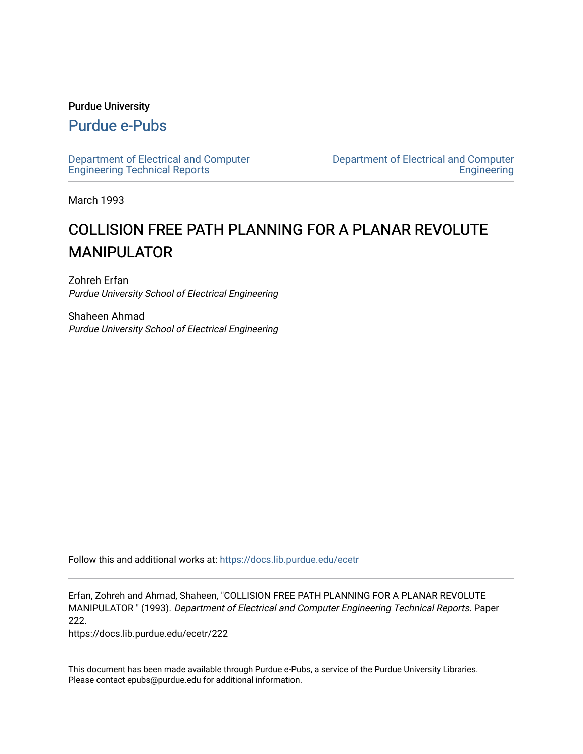Purdue University

# Purdue e-Pubs

Department of Electrical and Computer Engineering Technical Reports

Department of Electrical and Computer Engineering

March 1993

# COLLISION FREE PATH PLANNING FOR A PLANAR REVOLUTE MANIPULATOR

Zohreh Erfan
*Purdue University School of Electrical Engineering*

Shaheen Ahmad
*Purdue University School of Electrical Engineering*

Follow this and additional works at: https://docs.lib.purdue.edu/ecetr

Erfan, Zohreh and Ahmad, Shaheen, "COLLISION FREE PATH PLANNING FOR A PLANAR REVOLUTE MANIPULATOR " (1993). *Department of Electrical and Computer Engineering Technical Reports.* Paper 222.
https://docs.lib.purdue.edu/ecetr/222

This document has been made available through Purdue e-Pubs, a service of the Purdue University Libraries. Please contact epubs@purdue.edu for additional information.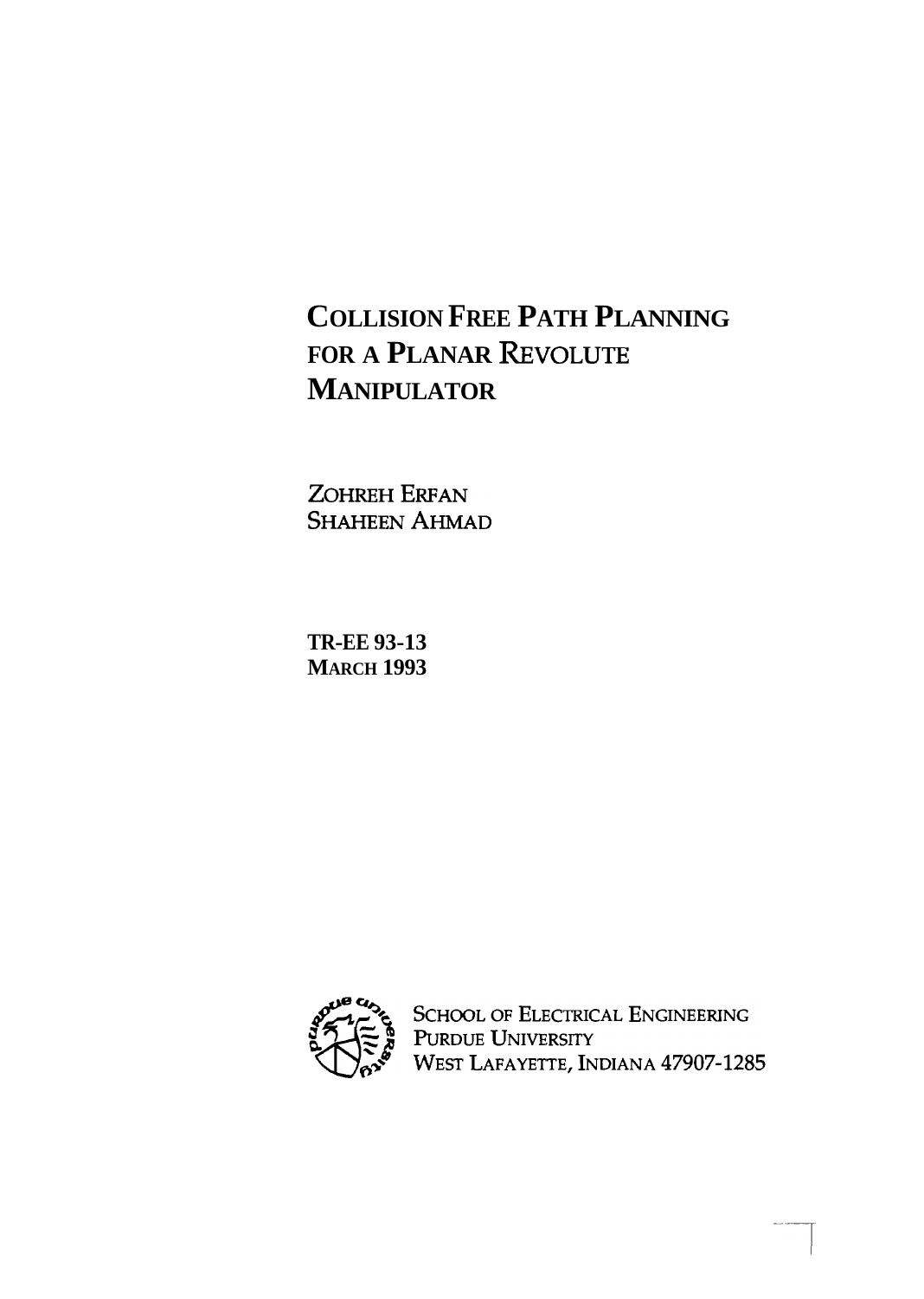# COLLISION FREE PATH PLANNING FOR A PLANAR REVOLUTE MANIPULATOR

ZOHREH ERFAN
SHAHEEN AHMAD

**TR-EE 93-13**
**MARCH 1993**

SCHOOL OF ELECTRICAL ENGINEERING
PURDUE UNIVERSITY
WEST LAFAYETTE, INDIANA 47907-1285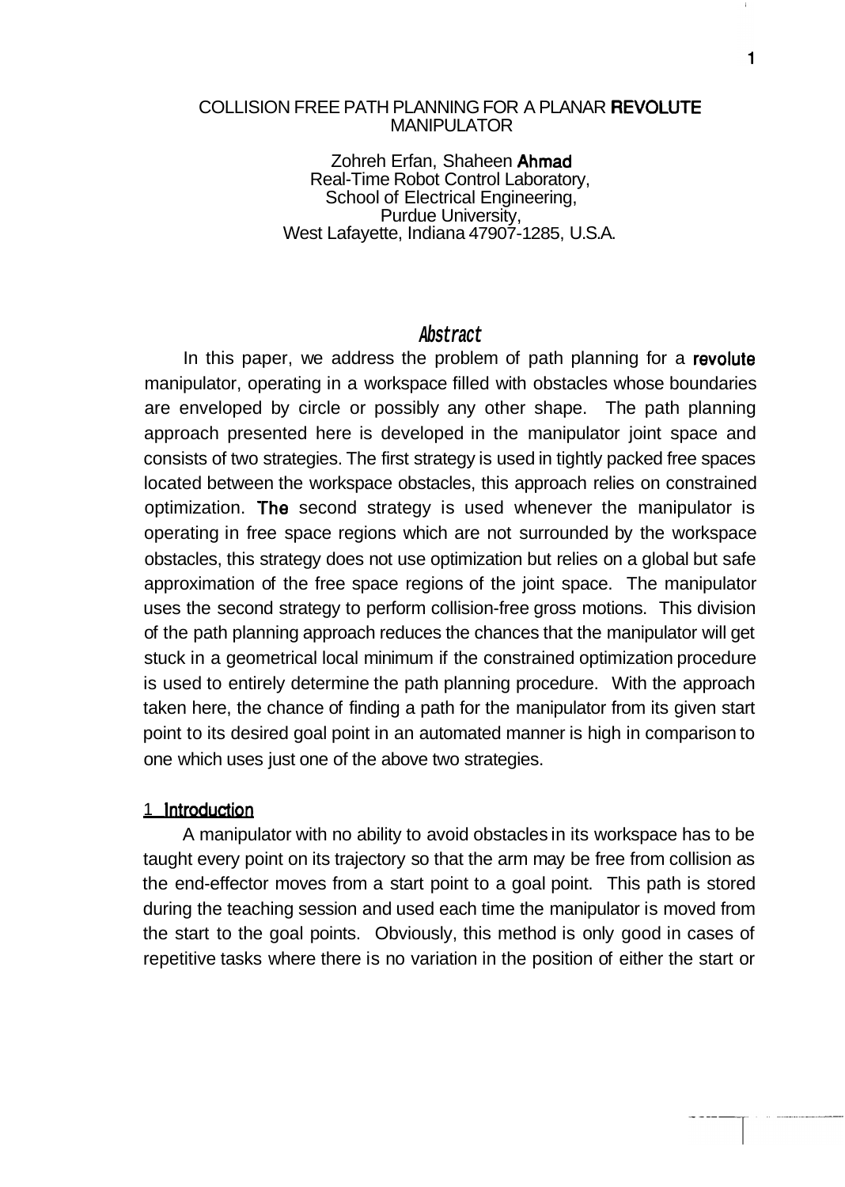# COLLISION FREE PATH PLANNING FOR A PLANAR REVOLUTE MANIPULATOR

Zohreh Erfan, Shaheen Ahmad
Real-Time Robot Control Laboratory,
School of Electrical Engineering,
Purdue University,
West Lafayette, Indiana 47907-1285, U.S.A.

## *Abstract*

In this paper, we address the problem of path planning for a revolute manipulator, operating in a workspace filled with obstacles whose boundaries are enveloped by circle or possibly any other shape. The path planning approach presented here is developed in the manipulator joint space and consists of two strategies. The first strategy is used in tightly packed free spaces located between the workspace obstacles, this approach relies on constrained optimization. The second strategy is used whenever the manipulator is operating in free space regions which are not surrounded by the workspace obstacles, this strategy does not use optimization but relies on a global but safe approximation of the free space regions of the joint space. The manipulator uses the second strategy to perform collision-free gross motions. This division of the path planning approach reduces the chances that the manipulator will get stuck in a geometrical local minimum if the constrained optimization procedure is used to entirely determine the path planning procedure. With the approach taken here, the chance of finding a path for the manipulator from its given start point to its desired goal point in an automated manner is high in comparison to one which uses just one of the above two strategies.

## 1 Introduction

A manipulator with no ability to avoid obstacles in its workspace has to be taught every point on its trajectory so that the arm may be free from collision as the end-effector moves from a start point to a goal point. This path is stored during the teaching session and used each time the manipulator is moved from the start to the goal points. Obviously, this method is only good in cases of repetitive tasks where there is no variation in the position of either the start or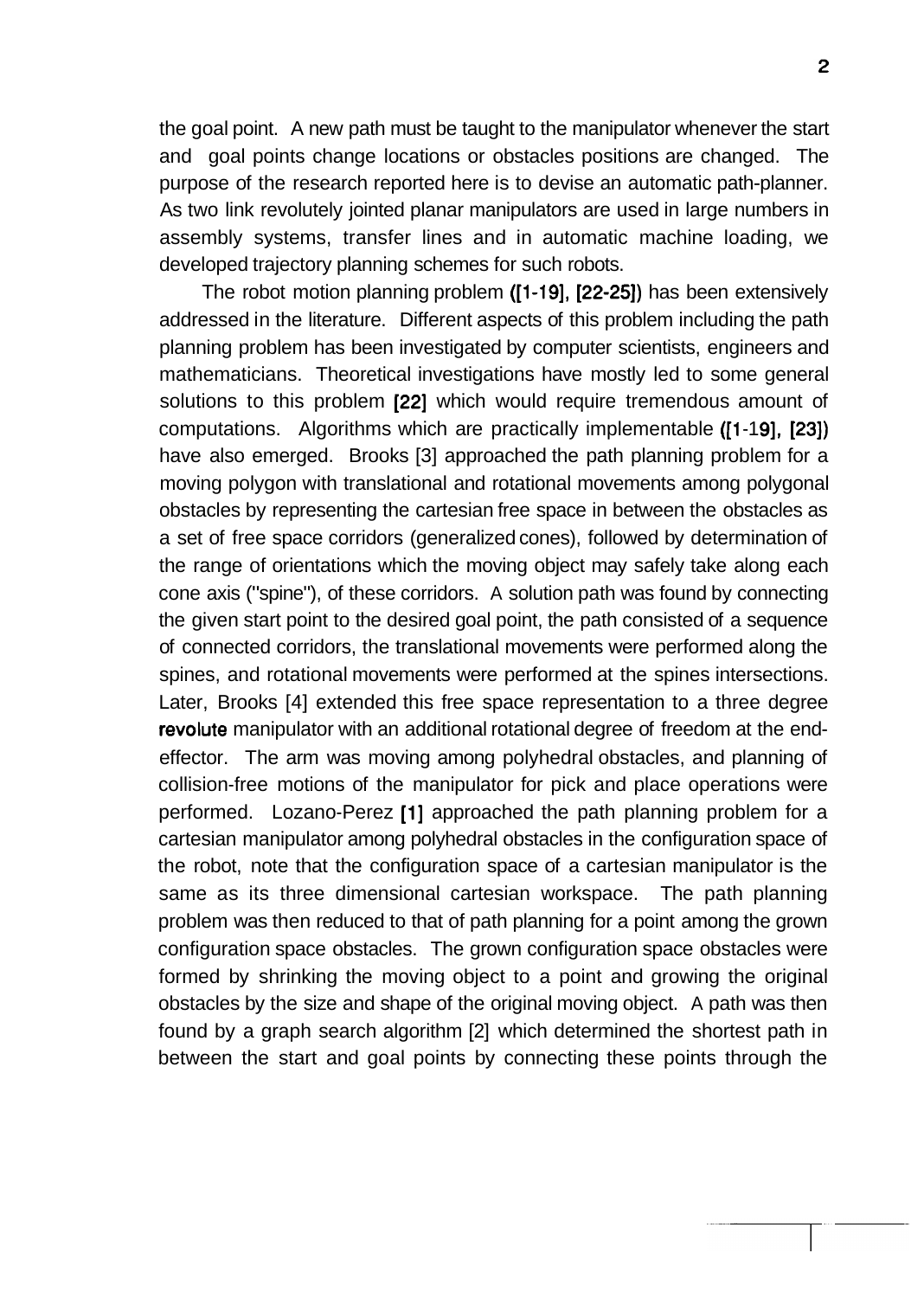the goal point. A new path must be taught to the manipulator whenever the start and goal points change locations or obstacles positions are changed. The purpose of the research reported here is to devise an automatic path-planner. As two link revolutely jointed planar manipulators are used in large numbers in assembly systems, transfer lines and in automatic machine loading, we developed trajectory planning schemes for such robots.

The robot motion planning problem ([1-19], [22-25]) has been extensively addressed in the literature. Different aspects of this problem including the path planning problem has been investigated by computer scientists, engineers and mathematicians. Theoretical investigations have mostly led to some general solutions to this problem [22] which would require tremendous amount of computations. Algorithms which are practically implementable ([1-19], [23]) have also emerged. Brooks [3] approached the path planning problem for a moving polygon with translational and rotational movements among polygonal obstacles by representing the cartesian free space in between the obstacles as a set of free space corridors (generalized cones), followed by determination of the range of orientations which the moving object may safely take along each cone axis ("spine"), of these corridors. A solution path was found by connecting the given start point to the desired goal point, the path consisted of a sequence of connected corridors, the translational movements were performed along the spines, and rotational movements were performed at the spines intersections. Later, Brooks [4] extended this free space representation to a three degree revolute manipulator with an additional rotational degree of freedom at the end-effector. The arm was moving among polyhedral obstacles, and planning of collision-free motions of the manipulator for pick and place operations were performed. Lozano-Perez [1] approached the path planning problem for a cartesian manipulator among polyhedral obstacles in the configuration space of the robot, note that the configuration space of a cartesian manipulator is the same as its three dimensional cartesian workspace. The path planning problem was then reduced to that of path planning for a point among the grown configuration space obstacles. The grown configuration space obstacles were formed by shrinking the moving object to a point and growing the original obstacles by the size and shape of the original moving object. A path was then found by a graph search algorithm [2] which determined the shortest path in between the start and goal points by connecting these points through the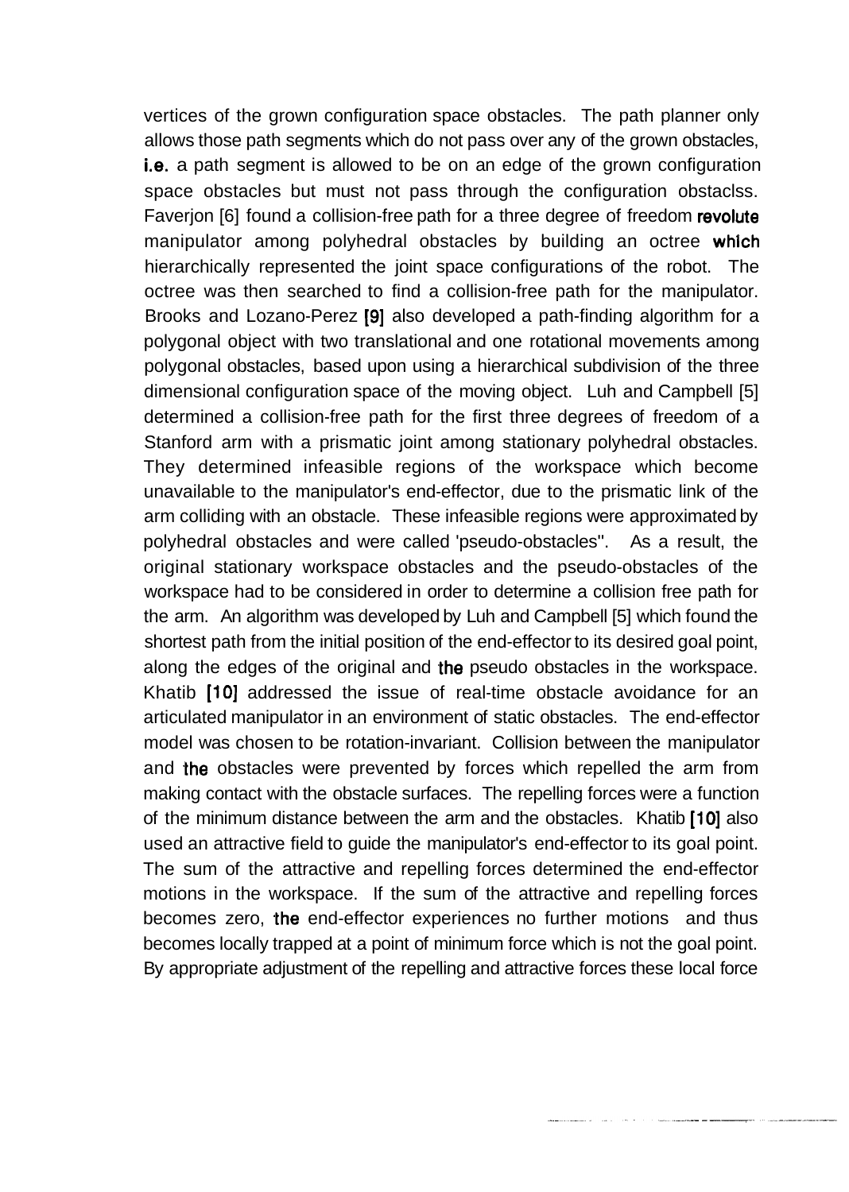vertices of the grown configuration space obstacles. The path planner only allows those path segments which do not pass over any of the grown obstacles, **i.e.** a path segment is allowed to be on an edge of the grown configuration space obstacles but must not pass through the configuration obstaclss. Faverjon [6] found a collision-free path for a three degree of freedom revolute manipulator among polyhedral obstacles by building an octree which hierarchically represented the joint space configurations of the robot. The octree was then searched to find a collision-free path for the manipulator. Brooks and Lozano-Perez [9] also developed a path-finding algorithm for a polygonal object with two translational and one rotational movements among polygonal obstacles, based upon using a hierarchical subdivision of the three dimensional configuration space of the moving object. Luh and Campbell [5] determined a collision-free path for the first three degrees of freedom of a Stanford arm with a prismatic joint among stationary polyhedral obstacles. They determined infeasible regions of the workspace which become unavailable to the manipulator's end-effector, due to the prismatic link of the arm colliding with an obstacle. These infeasible regions were approximated by polyhedral obstacles and were called 'pseudo-obstacles''. As a result, the original stationary workspace obstacles and the pseudo-obstacles of the workspace had to be considered in order to determine a collision free path for the arm. An algorithm was developed by Luh and Campbell [5] which found the shortest path from the initial position of the end-effector to its desired goal point, along the edges of the original and the pseudo obstacles in the workspace. Khatib [10] addressed the issue of real-time obstacle avoidance for an articulated manipulator in an environment of static obstacles. The end-effector model was chosen to be rotation-invariant. Collision between the manipulator and the obstacles were prevented by forces which repelled the arm from making contact with the obstacle surfaces. The repelling forces were a function of the minimum distance between the arm and the obstacles. Khatib [10] also used an attractive field to guide the manipulator's end-effector to its goal point. The sum of the attractive and repelling forces determined the end-effector motions in the workspace. If the sum of the attractive and repelling forces becomes zero, the end-effector experiences no further motions and thus becomes locally trapped at a point of minimum force which is not the goal point. By appropriate adjustment of the repelling and attractive forces these local force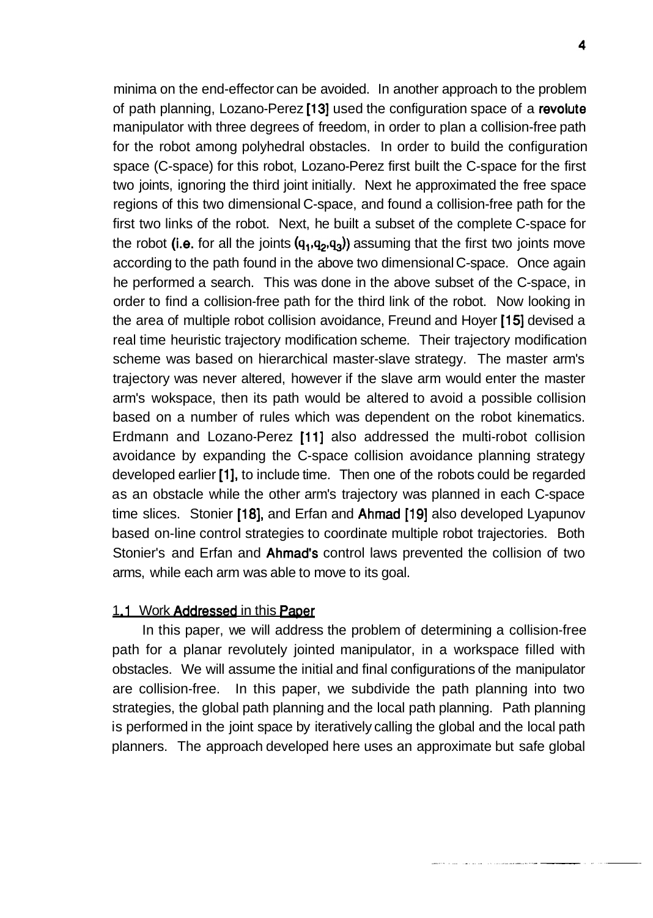minima on the end-effector can be avoided. In another approach to the problem of path planning, Lozano-Perez [13] used the configuration space of a revolute manipulator with three degrees of freedom, in order to plan a collision-free path for the robot among polyhedral obstacles. In order to build the configuration space (C-space) for this robot, Lozano-Perez first built the C-space for the first two joints, ignoring the third joint initially. Next he approximated the free space regions of this two dimensional C-space, and found a collision-free path for the first two links of the robot. Next, he built a subset of the complete C-space for the robot (i.e. for all the joints $(q_1,q_2,q_3)$) assuming that the first two joints move according to the path found in the above two dimensional C-space. Once again he performed a search. This was done in the above subset of the C-space, in order to find a collision-free path for the third link of the robot. Now looking in the area of multiple robot collision avoidance, Freund and Hoyer [15] devised a real time heuristic trajectory modification scheme. Their trajectory modification scheme was based on hierarchical master-slave strategy. The master arm's trajectory was never altered, however if the slave arm would enter the master arm's wokspace, then its path would be altered to avoid a possible collision based on a number of rules which was dependent on the robot kinematics. Erdmann and Lozano-Perez [11] also addressed the multi-robot collision avoidance by expanding the C-space collision avoidance planning strategy developed earlier [1], to include time. Then one of the robots could be regarded as an obstacle while the other arm's trajectory was planned in each C-space time slices. Stonier [18], and Erfan and Ahmad [19] also developed Lyapunov based on-line control strategies to coordinate multiple robot trajectories. Both Stonier's and Erfan and Ahmad's control laws prevented the collision of two arms, while each arm was able to move to its goal.

### 1.1 Work Addressed in this Paper

In this paper, we will address the problem of determining a collision-free path for a planar revolutely jointed manipulator, in a workspace filled with obstacles. We will assume the initial and final configurations of the manipulator are collision-free. In this paper, we subdivide the path planning into two strategies, the global path planning and the local path planning. Path planning is performed in the joint space by iteratively calling the global and the local path planners. The approach developed here uses an approximate but safe global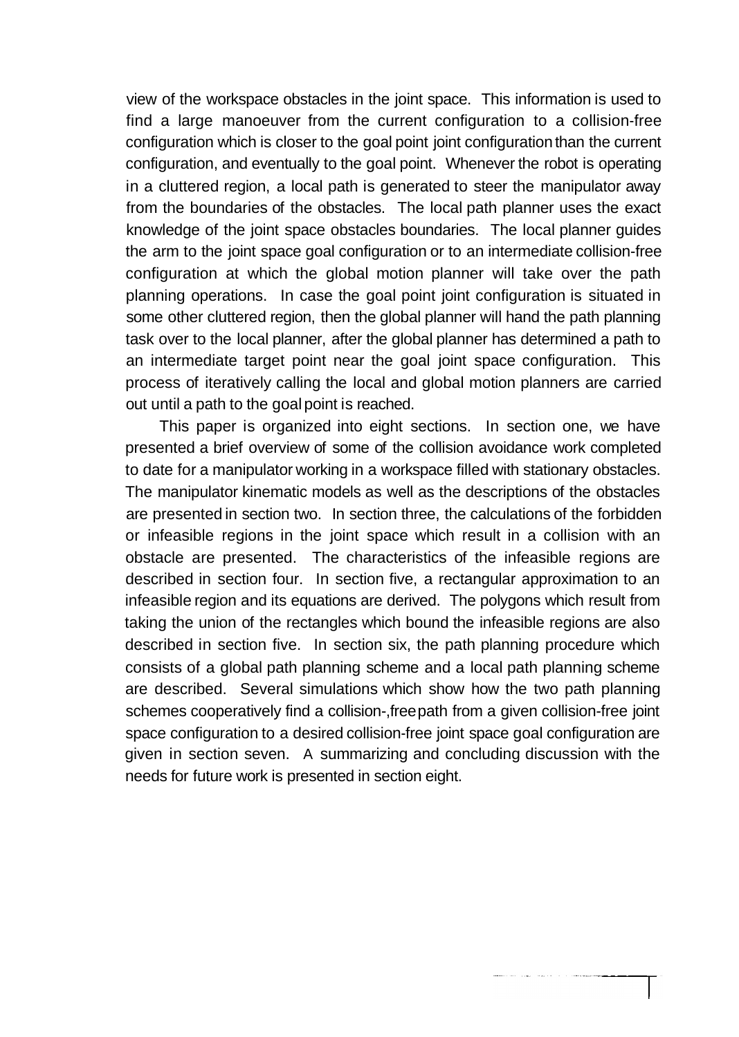view of the workspace obstacles in the joint space. This information is used to find a large manoeuver from the current configuration to a collision-free configuration which is closer to the goal point joint configuration than the current configuration, and eventually to the goal point. Whenever the robot is operating in a cluttered region, a local path is generated to steer the manipulator away from the boundaries of the obstacles. The local path planner uses the exact knowledge of the joint space obstacles boundaries. The local planner guides the arm to the joint space goal configuration or to an intermediate collision-free configuration at which the global motion planner will take over the path planning operations. In case the goal point joint configuration is situated in some other cluttered region, then the global planner will hand the path planning task over to the local planner, after the global planner has determined a path to an intermediate target point near the goal joint space configuration. This process of iteratively calling the local and global motion planners are carried out until a path to the goal point is reached.

This paper is organized into eight sections. In section one, we have presented a brief overview of some of the collision avoidance work completed to date for a manipulator working in a workspace filled with stationary obstacles. The manipulator kinematic models as well as the descriptions of the obstacles are presented in section two. In section three, the calculations of the forbidden or infeasible regions in the joint space which result in a collision with an obstacle are presented. The characteristics of the infeasible regions are described in section four. In section five, a rectangular approximation to an infeasible region and its equations are derived. The polygons which result from taking the union of the rectangles which bound the infeasible regions are also described in section five. In section six, the path planning procedure which consists of a global path planning scheme and a local path planning scheme are described. Several simulations which show how the two path planning schemes cooperatively find a collision-,free path from a given collision-free joint space configuration to a desired collision-free joint space goal configuration are given in section seven. A summarizing and concluding discussion with the needs for future work is presented in section eight.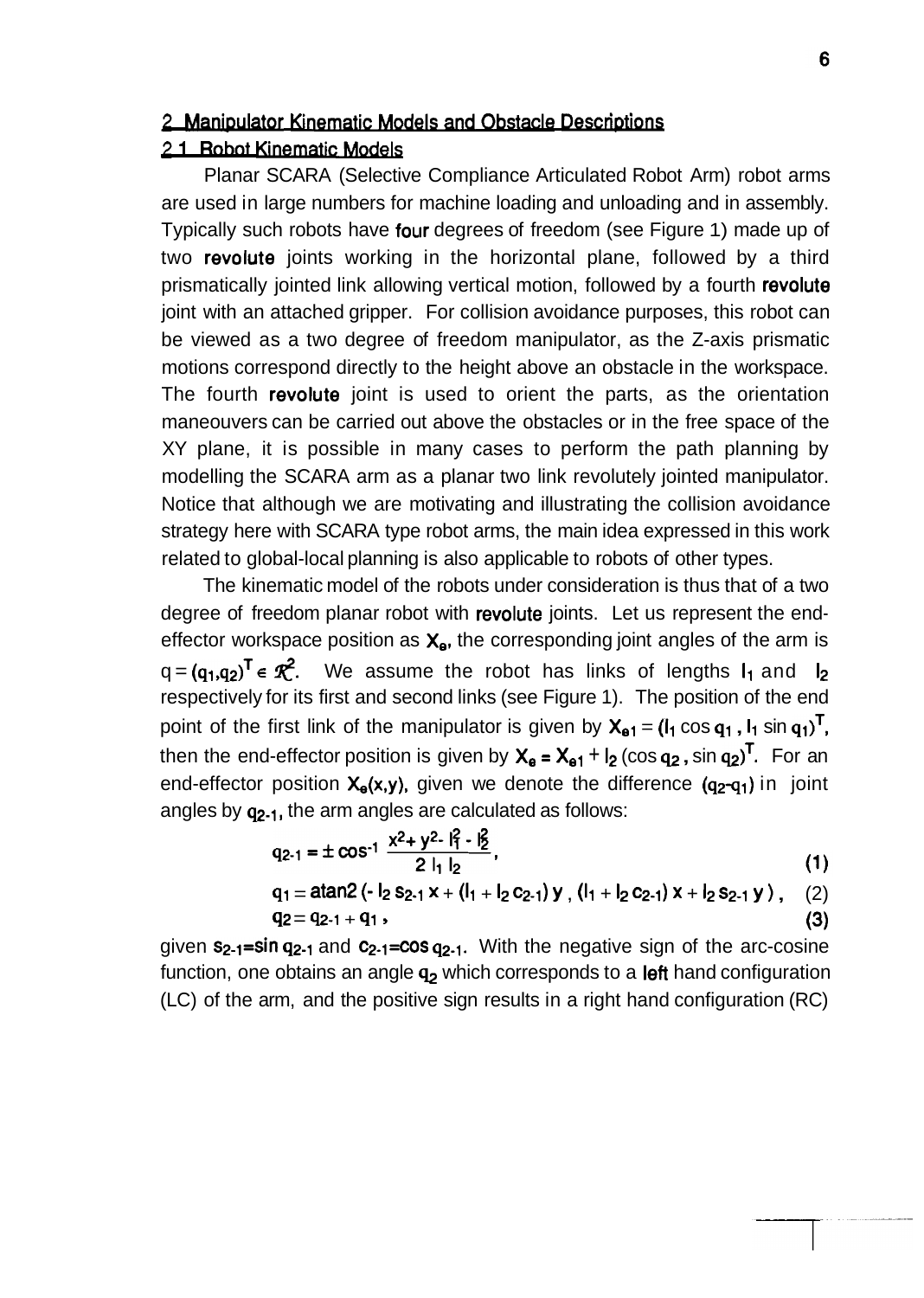## 2 Manipulator Kinematic Models and Obstacle Descriptions

### 2.1 Robot Kinematic Models

Planar SCARA (Selective Compliance Articulated Robot Arm) robot arms are used in large numbers for machine loading and unloading and in assembly. Typically such robots have four degrees of freedom (see Figure 1) made up of two revolute joints working in the horizontal plane, followed by a third prismatically jointed link allowing vertical motion, followed by a fourth revolute joint with an attached gripper. For collision avoidance purposes, this robot can be viewed as a two degree of freedom manipulator, as the Z-axis prismatic motions correspond directly to the height above an obstacle in the workspace. The fourth revolute joint is used to orient the parts, as the orientation maneouvers can be carried out above the obstacles or in the free space of the XY plane, it is possible in many cases to perform the path planning by modelling the SCARA arm as a planar two link revolutely jointed manipulator. Notice that although we are motivating and illustrating the collision avoidance strategy here with SCARA type robot arms, the main idea expressed in this work related to global-local planning is also applicable to robots of other types.

The kinematic model of the robots under consideration is thus that of a two degree of freedom planar robot with revolute joints. Let us represent the end-effector workspace position as $X_e$, the corresponding joint angles of the arm is $q = (q_1, q_2)^T \in \mathcal{R}^2$. We assume the robot has links of lengths $l_1$ and $l_2$ respectively for its first and second links (see Figure 1). The position of the end point of the first link of the manipulator is given by $X_{e1} = (l_1 \cos q_1 , l_1 \sin q_1)^T$, then the end-effector position is given by $X_e = X_{e1} + l_2 (\cos q_2 , \sin q_2)^T$. For an end-effector position $X_e(x,y)$, given we denote the difference $(q_2 - q_1)$ in joint angles by $q_{2\text{-}1}$, the arm angles are calculated as follows:

$$q_{2\text{-}1} = \pm \cos^{-1} \frac{x^2 + y^2 - l_1^2 - l_2^2}{2\, l_1\, l_2}, \tag{1}$$

$$q_1 = \operatorname{atan2}\left(- l_2\, s_{2\text{-}1}\, x + (l_1 + l_2\, c_{2\text{-}1})\, y \,,\, (l_1 + l_2\, c_{2\text{-}1})\, x + l_2\, s_{2\text{-}1}\, y\right), \tag{2}$$

$$q_2 = q_{2\text{-}1} + q_1 , \tag{3}$$

given $s_{2\text{-}1} = \sin q_{2\text{-}1}$ and $c_{2\text{-}1} = \cos q_{2\text{-}1}$. With the negative sign of the arc-cosine function, one obtains an angle $q_2$ which corresponds to a left hand configuration (LC) of the arm, and the positive sign results in a right hand configuration (RC)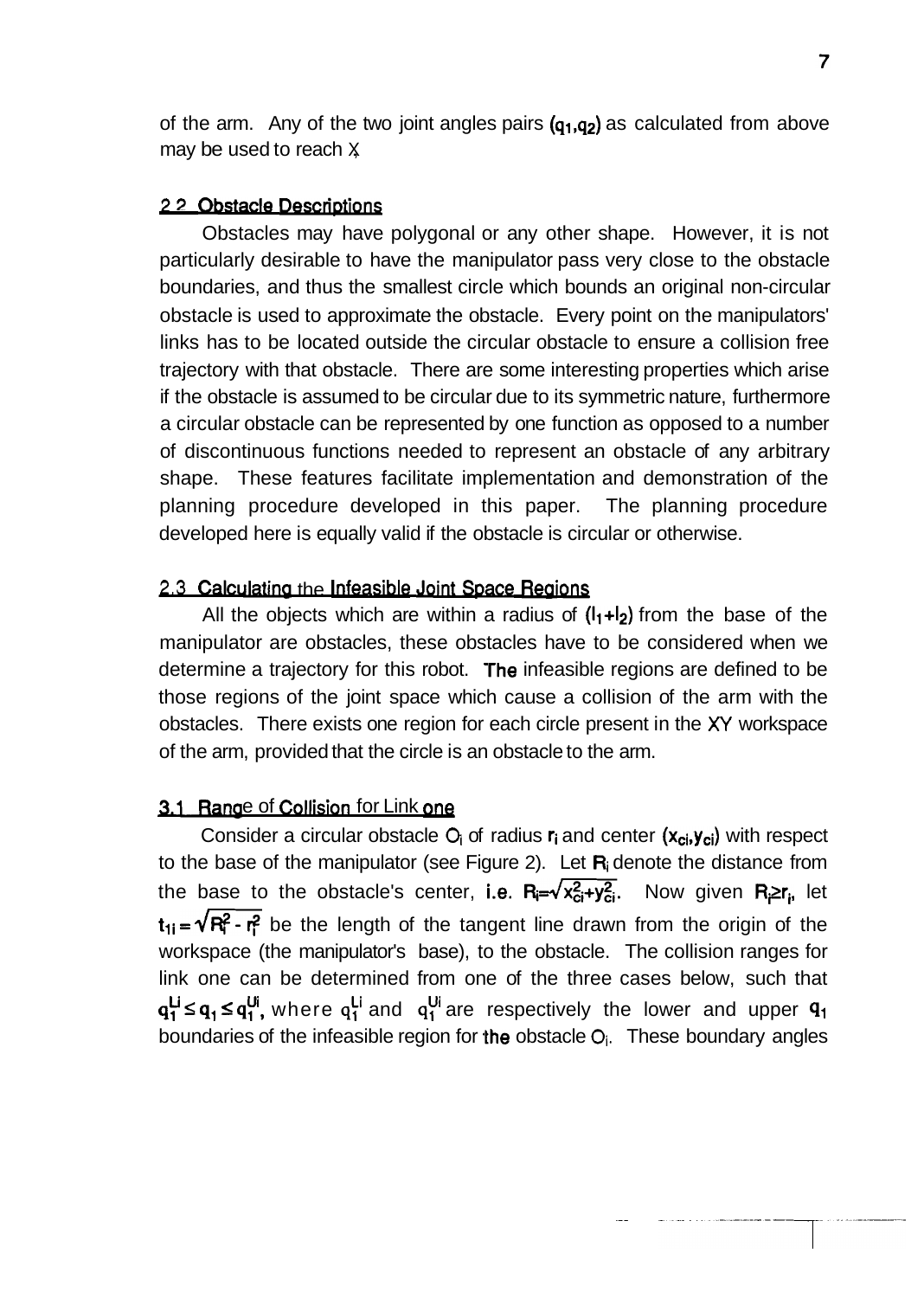of the arm. Any of the two joint angles pairs $(q_1,q_2)$ as calculated from above may be used to reach $X_t$

## 2.2 Obstacle Descriptions

Obstacles may have polygonal or any other shape. However, it is not particularly desirable to have the manipulator pass very close to the obstacle boundaries, and thus the smallest circle which bounds an original non-circular obstacle is used to approximate the obstacle. Every point on the manipulators' links has to be located outside the circular obstacle to ensure a collision free trajectory with that obstacle. There are some interesting properties which arise if the obstacle is assumed to be circular due to its symmetric nature, furthermore a circular obstacle can be represented by one function as opposed to a number of discontinuous functions needed to represent an obstacle of any arbitrary shape. These features facilitate implementation and demonstration of the planning procedure developed in this paper. The planning procedure developed here is equally valid if the obstacle is circular or otherwise.

## 2.3 Calculating the Infeasible Joint Space Regions

All the objects which are within a radius of $(l_1+l_2)$ from the base of the manipulator are obstacles, these obstacles have to be considered when we determine a trajectory for this robot. The infeasible regions are defined to be those regions of the joint space which cause a collision of the arm with the obstacles. There exists one region for each circle present in the XY workspace of the arm, provided that the circle is an obstacle to the arm.

## 3.1 Range of Collision for Link one

Consider a circular obstacle $O_i$ of radius $r_i$ and center $(x_{ci},y_{ci})$ with respect to the base of the manipulator (see Figure 2). Let $R_i$ denote the distance from the base to the obstacle's center, i.e. $R_i=\sqrt{x_{ci}^2+y_{ci}^2}$. Now given $R_i \geq r_i$, let $t_{1i} = \sqrt{R_i^2 - r_i^2}$ be the length of the tangent line drawn from the origin of the workspace (the manipulator's base), to the obstacle. The collision ranges for link one can be determined from one of the three cases below, such that $q_1^{Li} \leq q_1 \leq q_1^{Ui}$, where $q_1^{Li}$ and $q_1^{Ui}$ are respectively the lower and upper $q_1$ boundaries of the infeasible region for the obstacle $O_i$. These boundary angles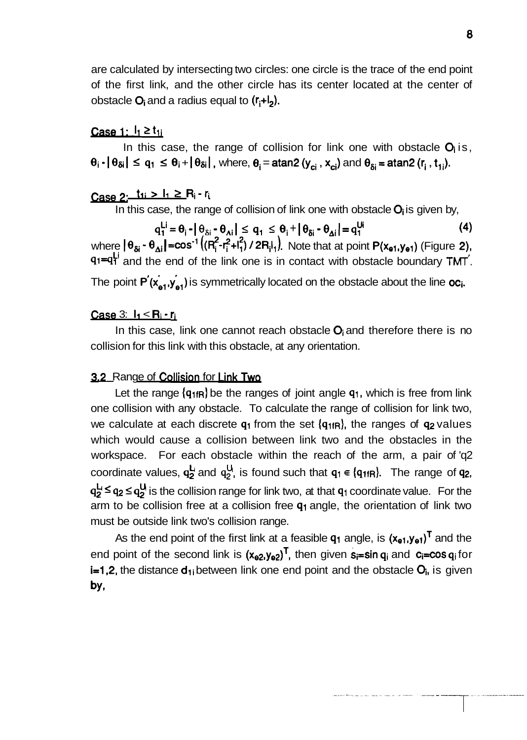are calculated by intersecting two circles: one circle is the trace of the end point of the first link, and the other circle has its center located at the center of obstacle $O_i$ and a radius equal to $(r_i+l_2)$.

**Case 1: $l_1 \geq t_{1i}$**

In this case, the range of collision for link one with obstacle $O_i$ is, $\theta_i - |\theta_{\delta i}| \leq q_1 \leq \theta_i + |\theta_{\delta i}|$, where, $\theta_i = \text{atan2}(y_{ci}, x_{ci})$ and $\theta_{\delta i} = \text{atan2}(r_i, t_{1i})$.

**Case 2: $t_{1i} > l_1 \geq R_i - r_i$**

In this case, the range of collision of link one with obstacle $O_i$ is given by,

$$q_1^{Li} = \theta_i - |\theta_{\delta i} - \theta_{\Delta i}| \leq q_1 \leq \theta_i + |\theta_{\delta i} - \theta_{\Delta i}| = q_1^{Ui} \tag{4}$$

where $|\theta_{\delta i} - \theta_{\Delta i}| = \cos^{-1}\left((R_i^2 - r_i^2 + l_1^2) / 2R_i l_1\right)$. Note that at point $P(x_{e1}, y_{e1})$ (Figure 2), $q_1 = q_1^{Li}$ and the end of the link one is in contact with obstacle boundary $TMT'$. The point $P'(x'_{e1}, y'_{e1})$ is symmetrically located on the obstacle about the line $oc_i$.

**Case 3: $l_1 < R_i - r_i$**

In this case, link one cannot reach obstacle $O_i$ and therefore there is no collision for this link with this obstacle, at any orientation.

## 3.2 Range of Collision for Link Two

Let the range $\{q_{1fR}\}$ be the ranges of joint angle $q_1$, which is free from link one collision with any obstacle. To calculate the range of collision for link two, we calculate at each discrete $q_1$ from the set $\{q_{1fR}\}$, the ranges of $q_2$ values which would cause a collision between link two and the obstacles in the workspace. For each obstacle within the reach of the arm, a pair of 'q2 coordinate values, $q_2^L$ and $q_2^U$, is found such that $q_1 \in \{q_{1fR}\}$. The range of $q_2$, $q_2^L \leq q_2 \leq q_2^U$ is the collision range for link two, at that $q_1$ coordinate value. For the arm to be collision free at a collision free $q_1$ angle, the orientation of link two must be outside link two's collision range.

As the end point of the first link at a feasible $q_1$ angle, is $(x_{e1}, y_{e1})^T$ and the end point of the second link is $(x_{e2}, y_{e2})^T$, then given $s_i = \sin q_i$ and $c_i = \cos q_i$ for $i=1,2$, the distance $d_{1i}$ between link one end point and the obstacle $O_i$, is given by,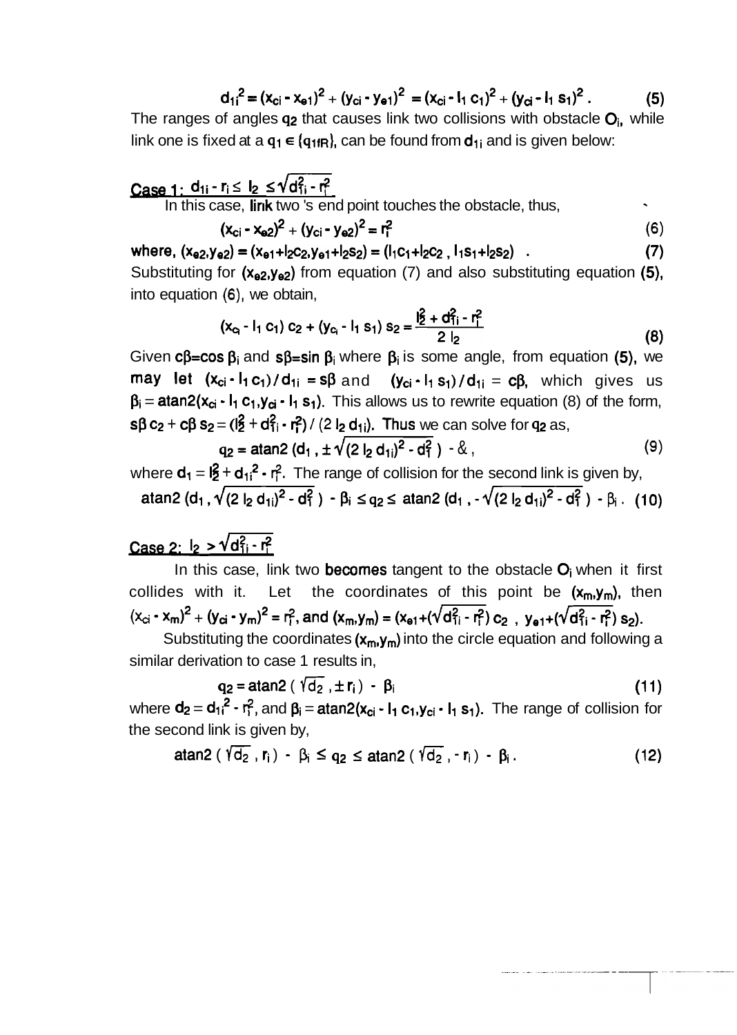$$d_{1i}^2 = (x_{ci} - x_{e1})^2 + (y_{ci} - y_{e1})^2 = (x_{ci} - l_1 c_1)^2 + (y_{ci} - l_1 s_1)^2 . \quad (5)$$

The ranges of angles $q_2$ that causes link two collisions with obstacle $O_i$, while link one is fixed at a $q_1 \in \{q_{1fR}\}$, can be found from $d_{1i}$ and is given below:

**Case 1:** $d_{1i} - r_i \leq l_2 \leq \sqrt{d_{1i}^2 - r_i^2}$

In this case, link two 's end point touches the obstacle, thus,

$$(x_{ci} - x_{e2})^2 + (y_{ci} - y_{e2})^2 = r_i^2 \quad (6)$$

where, $(x_{e2}, y_{e2}) = (x_{e1} + l_2 c_2, y_{e1} + l_2 s_2) = (l_1 c_1 + l_2 c_2 , l_1 s_1 + l_2 s_2)$ . (7)

Substituting for $(x_{e2}, y_{e2})$ from equation (7) and also substituting equation (5), into equation (6), we obtain,

$$(x_{ci} - l_1 c_1)\, c_2 + (y_{ci} - l_1 s_1)\, s_2 = \frac{l_2^2 + d_{1i}^2 - r_i^2}{2\, l_2} \quad (8)$$

Given $c\beta = \cos \beta_i$ and $s\beta = \sin \beta_i$ where $\beta_i$ is some angle, from equation (5), we may let $(x_{ci} - l_1 c_1) / d_{1i} = s\beta$ and $(y_{ci} - l_1 s_1) / d_{1i} = c\beta$, which gives us $\beta_i = \text{atan2}(x_{ci} - l_1 c_1, y_{ci} - l_1 s_1)$. This allows us to rewrite equation (8) of the form, $s\beta\, c_2 + c\beta\, s_2 = (l_2^2 + d_{1i}^2 - r_i^2) / (2\, l_2\, d_{1i})$. Thus we can solve for $q_2$ as,

$$q_2 = \text{atan2}\left(d_1 , \pm \sqrt{(2\, l_2\, d_{1i})^2 - d_1^2}\right) - \&, \quad (9)$$

where $d_1 = l_2^2 + d_{1i}^2 - r_i^2$. The range of collision for the second link is given by,

$$\text{atan2}\left(d_1 , \sqrt{(2\, l_2\, d_{1i})^2 - d_1^2}\right) - \beta_i \leq q_2 \leq \text{atan2}\left(d_1 , - \sqrt{(2\, l_2\, d_{1i})^2 - d_1^2}\right) - \beta_i . \quad (10)$$

**Case 2:** $l_2 > \sqrt{d_{1i}^2 - r_i^2}$

In this case, link two becomes tangent to the obstacle $O_i$ when it first collides with it. Let the coordinates of this point be $(x_m, y_m)$, then $(x_{ci} - x_m)^2 + (y_{ci} - y_m)^2 = r_i^2$, and $(x_m, y_m) = (x_{e1} + (\sqrt{d_{1i}^2 - r_i^2})\, c_2 \; , \; y_{e1} + (\sqrt{d_{1i}^2 - r_i^2})\, s_2)$.

Substituting the coordinates $(x_m, y_m)$ into the circle equation and following a similar derivation to case 1 results in,

$$q_2 = \text{atan2}\left(\sqrt{d_2} , \pm r_i\right) - \beta_i \quad (11)$$

where $d_2 = d_{1i}^2 - r_i^2$, and $\beta_i = \text{atan2}(x_{ci} - l_1 c_1, y_{ci} - l_1 s_1)$. The range of collision for the second link is given by,

$$\text{atan2}\left(\sqrt{d_2} , r_i\right) - \beta_i \leq q_2 \leq \text{atan2}\left(\sqrt{d_2} , - r_i\right) - \beta_i . \quad (12)$$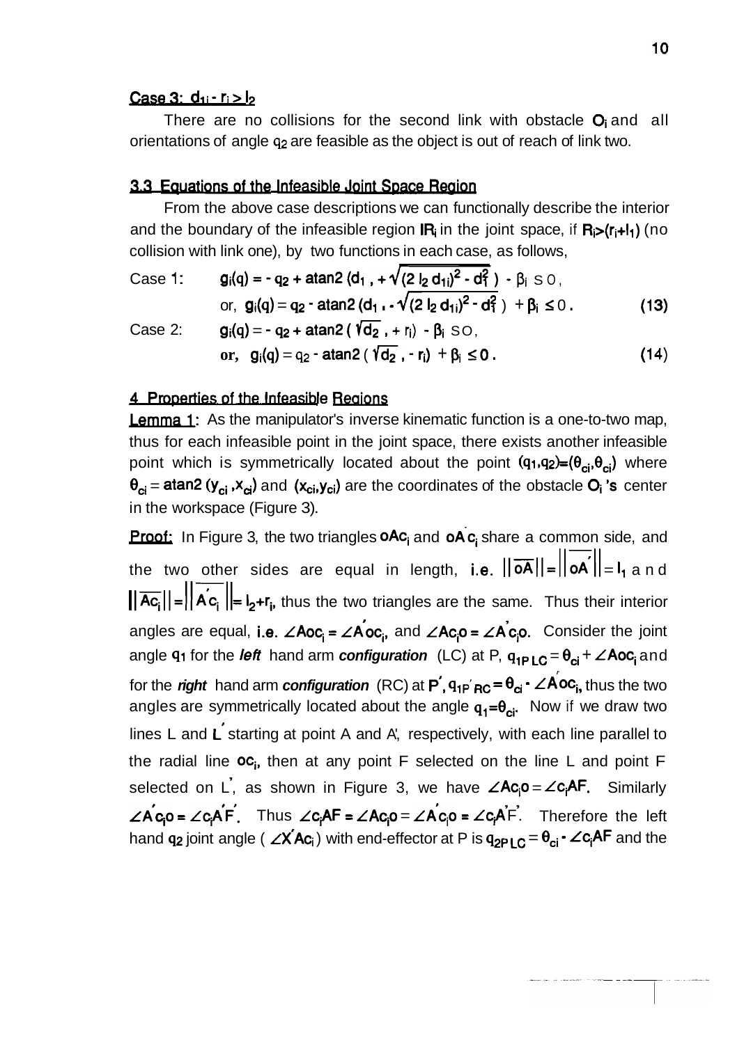**Case 3: $d_{1i} - r_i > l_2$**

There are no collisions for the second link with obstacle $O_i$ and all orientations of angle $q_2$ are feasible as the object is out of reach of link two.

## 3.3 Equations of the Infeasible Joint Space Region

From the above case descriptions we can functionally describe the interior and the boundary of the infeasible region $IR_i$ in the joint space, if $R_i > (r_i + l_1)$ (no collision with link one), by two functions in each case, as follows,

Case 1: $g_i(q) = - q_2 + \text{atan2}\,(d_1\,, + \sqrt{(2\, l_2\, d_{1i})^2 - d_1^2}\,) - \beta_i \leq 0$,

$$\text{or, } g_i(q) = q_2 - \text{atan2}\,(d_1\,, - \sqrt{(2\, l_2\, d_{1i})^2 - d_1^2}\,) + \beta_i \leq 0\,. \qquad (13)$$

Case 2: $g_i(q) = - q_2 + \text{atan2}\,(\sqrt{d_2}\,, + r_i) - \beta_i \leq 0$,

$$\text{or, } g_i(q) = q_2 - \text{atan2}\,(\sqrt{d_2}\,, - r_i) + \beta_i \leq 0\,. \qquad (14)$$

## 4 Properties of the Infeasible Regions

**Lemma 1:** As the manipulator's inverse kinematic function is a one-to-two map, thus for each infeasible point in the joint space, there exists another infeasible point which is symmetrically located about the point $(q_1, q_2) = (\theta_{ci}, \theta_{ci})$ where $\theta_{ci} = \text{atan2}\,(y_{ci}\,, x_{ci})$ and $(x_{ci}, y_{ci})$ are the coordinates of the obstacle $O_i$'s center in the workspace (Figure 3).

**Proof:** In Figure 3, the two triangles $oAc_i$ and $oA'c_i$ share a common side, and the two other sides are equal in length, i.e. $\|\overline{oA}\| = \|\overline{oA'}\| = l_1$ and $\|\overline{Ac_i}\| = \|\overline{A'c_i}\| = l_2 + r_i$, thus the two triangles are the same. Thus their interior angles are equal, i.e. $\angle Aoc_i = \angle A'oc_i$, and $\angle Ac_io = \angle A'c_io$. Consider the joint angle $q_1$ for the ***left*** hand arm ***configuration*** (LC) at P, $q_{1P\,LC} = \theta_{ci} + \angle Aoc_i$ and for the ***right*** hand arm ***configuration*** (RC) at $P'$, $q_{1P'\,RC} = \theta_{ci} - \angle A'oc_i$, thus the two angles are symmetrically located about the angle $q_1 = \theta_{ci}$. Now if we draw two lines L and $L'$ starting at point A and A', respectively, with each line parallel to the radial line $oc_i$, then at any point F selected on the line L and point F selected on $L'$, as shown in Figure 3, we have $\angle Ac_io = \angle c_iAF$. Similarly $\angle A'c_io = \angle c_iA'F'$. Thus $\angle c_iAF = \angle Ac_io = \angle A'c_io = \angle c_iA'F'$. Therefore the left hand $q_2$ joint angle ( $\angle X'Ac_i$) with end-effector at P is $q_{2P\,LC} = \theta_{ci} - \angle c_iAF$ and the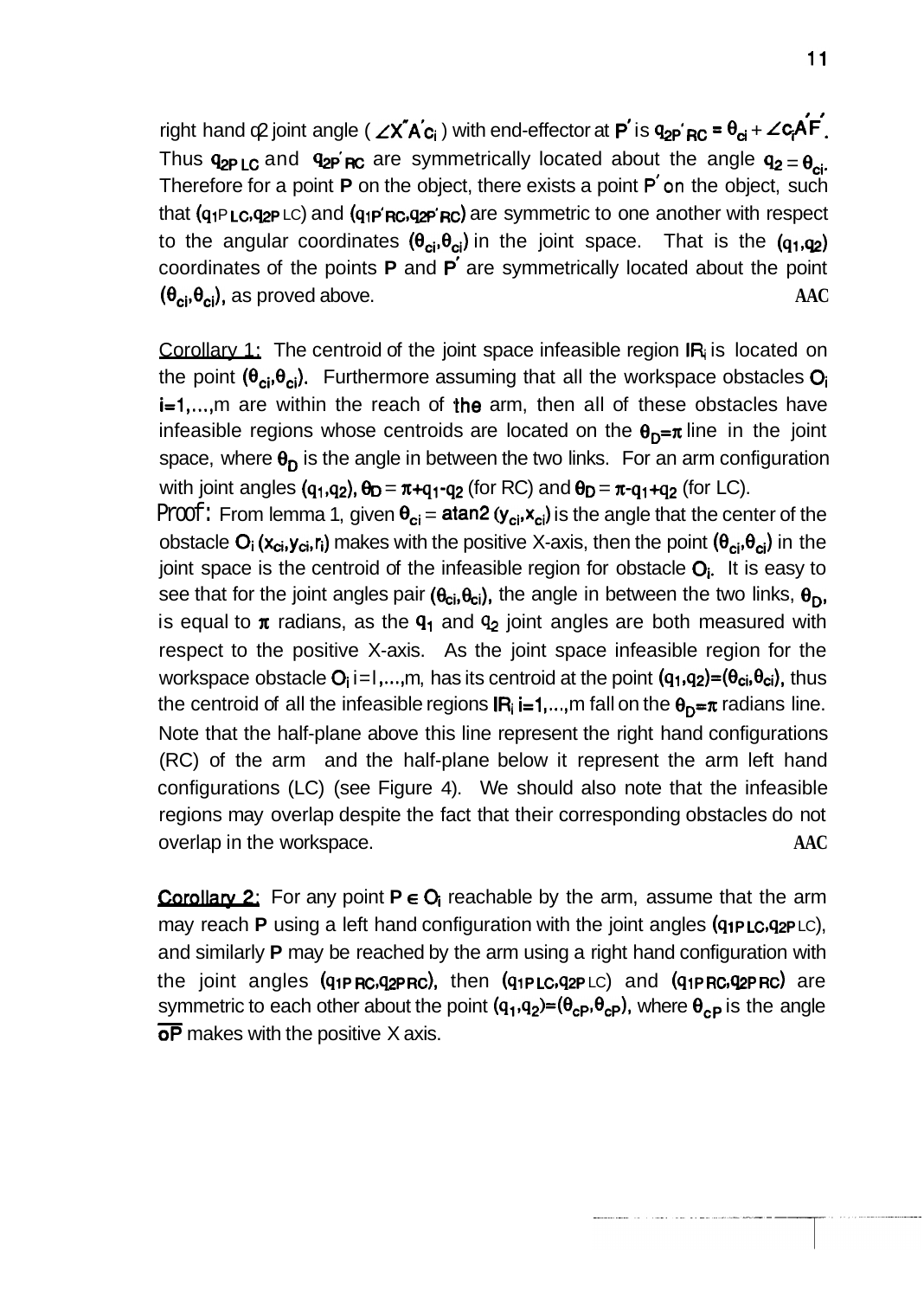right hand $q_2$ joint angle ( $\angle X''A'c_i$ ) with end-effector at $P'$ is $q_{2P'RC} = \theta_{ci} + \angle c_i A'F'$. Thus $q_{2P\,LC}$ and $q_{2P'RC}$ are symmetrically located about the angle $q_2 = \theta_{ci}$. Therefore for a point **P** on the object, there exists a point $P'$ on the object, such that $(q_{1P\,LC}, q_{2P\,LC})$ and $(q_{1P'RC}, q_{2P'RC})$ are symmetric to one another with respect to the angular coordinates $(\theta_{ci}, \theta_{ci})$ in the joint space. That is the $(q_1, q_2)$ coordinates of the points **P** and $P'$ are symmetrically located about the point $(\theta_{ci}, \theta_{ci})$, as proved above. **AAC**

<u>Corollary 1:</u> The centroid of the joint space infeasible region $IR_i$ is located on the point $(\theta_{ci}, \theta_{ci})$. Furthermore assuming that all the workspace obstacles $O_i$ $i=1,\ldots,m$ are within the reach of the arm, then all of these obstacles have infeasible regions whose centroids are located on the $\theta_D = \pi$ line in the joint space, where $\theta_D$ is the angle in between the two links. For an arm configuration with joint angles $(q_1, q_2)$, $\theta_D = \pi + q_1 - q_2$ (for RC) and $\theta_D = \pi - q_1 + q_2$ (for LC).

Proof: From lemma 1, given $\theta_{ci} = \text{atan2}\,(y_{ci}, x_{ci})$ is the angle that the center of the obstacle $O_i\,(x_{ci}, y_{ci}, r_i)$ makes with the positive X-axis, then the point $(\theta_{ci}, \theta_{ci})$ in the joint space is the centroid of the infeasible region for obstacle $O_i$. It is easy to see that for the joint angles pair $(\theta_{ci}, \theta_{ci})$, the angle in between the two links, $\theta_D$, is equal to $\pi$ radians, as the $q_1$ and $q_2$ joint angles are both measured with respect to the positive X-axis. As the joint space infeasible region for the workspace obstacle $O_i$ $i=1,\ldots,m$, has its centroid at the point $(q_1, q_2) = (\theta_{ci}, \theta_{ci})$, thus the centroid of all the infeasible regions $IR_i$ $i=1,\ldots,m$ fall on the $\theta_D = \pi$ radians line. Note that the half-plane above this line represent the right hand configurations (RC) of the arm and the half-plane below it represent the arm left hand configurations (LC) (see Figure 4). We should also note that the infeasible regions may overlap despite the fact that their corresponding obstacles do not overlap in the workspace. **AAC**

<u>Corollary 2:</u> For any point $P \in O_i$ reachable by the arm, assume that the arm may reach **P** using a left hand configuration with the joint angles $(q_{1P\,LC}, q_{2P\,LC})$, and similarly **P** may be reached by the arm using a right hand configuration with the joint angles $(q_{1P\,RC}, q_{2P\,RC})$, then $(q_{1P\,LC}, q_{2P\,LC})$ and $(q_{1P\,RC}, q_{2P\,RC})$ are symmetric to each other about the point $(q_1, q_2) = (\theta_{cP}, \theta_{cP})$, where $\theta_{cP}$ is the angle $\overline{oP}$ makes with the positive X axis.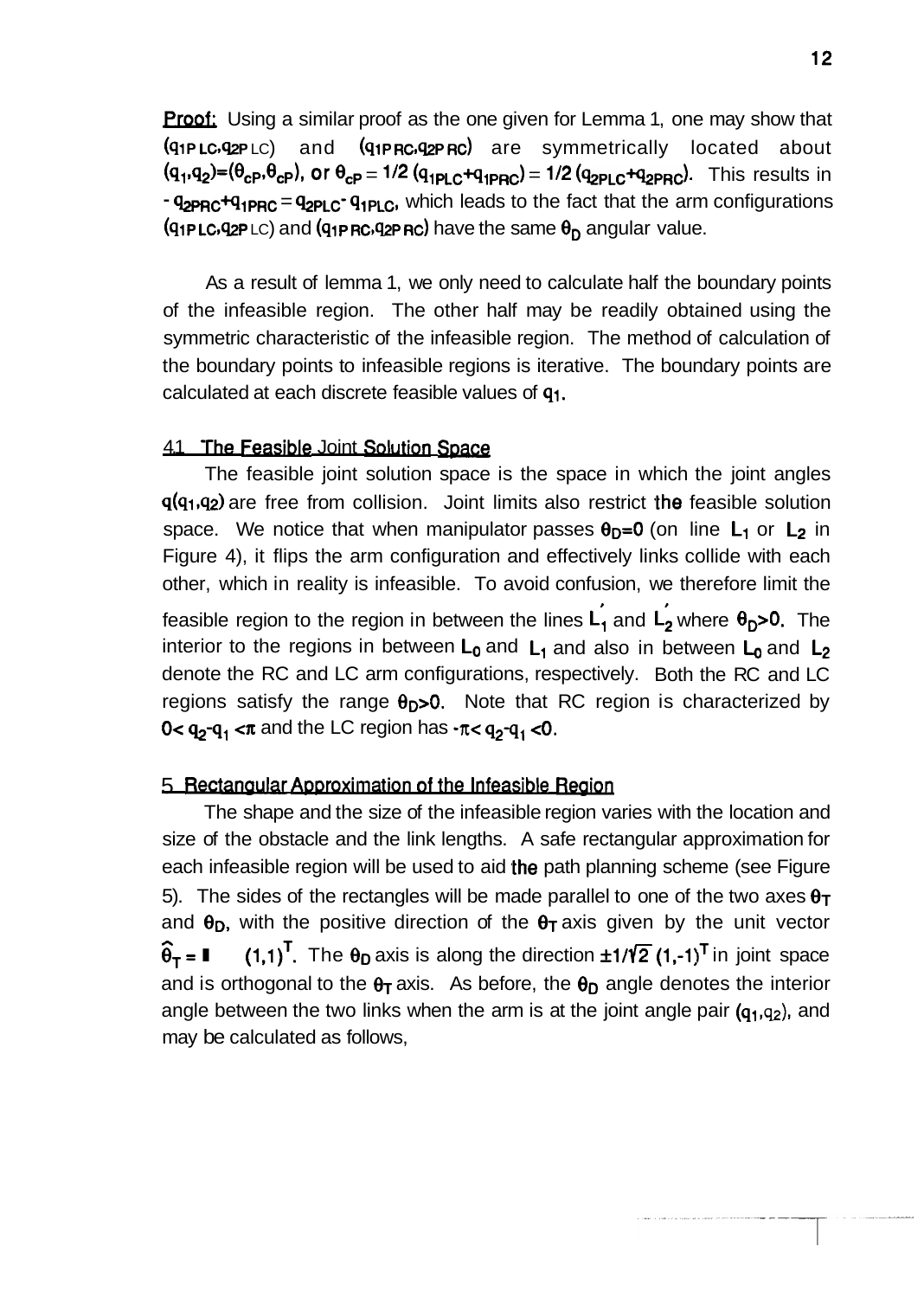**Proof:** Using a similar proof as the one given for Lemma 1, one may show that $(q_{1PLC}, q_{2PLC})$ and $(q_{1PRC}, q_{2PRC})$ are symmetrically located about $(q_1,q_2)=(\theta_{cP},\theta_{cP})$, or $\theta_{cP} = 1/2\,(q_{1PLC}+q_{1PRC}) = 1/2\,(q_{2PLC}+q_{2PRC})$. This results in $-q_{2PRC}+q_{1PRC} = q_{2PLC}-q_{1PLC}$, which leads to the fact that the arm configurations $(q_{1PLC}, q_{2PLC})$ and $(q_{1PRC}, q_{2PRC})$ have the same $\theta_D$ angular value.

As a result of lemma 1, we only need to calculate half the boundary points of the infeasible region. The other half may be readily obtained using the symmetric characteristic of the infeasible region. The method of calculation of the boundary points to infeasible regions is iterative. The boundary points are calculated at each discrete feasible values of $q_1$.

## 4.1 The Feasible Joint Solution Space

The feasible joint solution space is the space in which the joint angles $q(q_1,q_2)$ are free from collision. Joint limits also restrict the feasible solution space. We notice that when manipulator passes $\theta_D=0$ (on line $L_1$ or $L_2$ in Figure 4), it flips the arm configuration and effectively links collide with each other, which in reality is infeasible. To avoid confusion, we therefore limit the feasible region to the region in between the lines $L_1'$ and $L_2'$ where $\theta_D>0$. The interior to the regions in between $L_0$ and $L_1$ and also in between $L_0$ and $L_2$ denote the RC and LC arm configurations, respectively. Both the RC and LC regions satisfy the range $\theta_D>0$. Note that RC region is characterized by $0< q_2-q_1 <\pi$ and the LC region has $-\pi< q_2-q_1 <0$.

# 5 Rectangular Approximation of the Infeasible Region

The shape and the size of the infeasible region varies with the location and size of the obstacle and the link lengths. A safe rectangular approximation for each infeasible region will be used to aid the path planning scheme (see Figure 5). The sides of the rectangles will be made parallel to one of the two axes $\theta_T$ and $\theta_D$, with the positive direction of the $\theta_T$ axis given by the unit vector $\hat{\theta}_T = \frac{1}{\sqrt{2}}\,(1,1)^T$. The $\theta_D$ axis is along the direction $\pm 1/\sqrt{2}\,(1,-1)^T$ in joint space and is orthogonal to the $\theta_T$ axis. As before, the $\theta_D$ angle denotes the interior angle between the two links when the arm is at the joint angle pair $(q_1,q_2)$, and may be calculated as follows,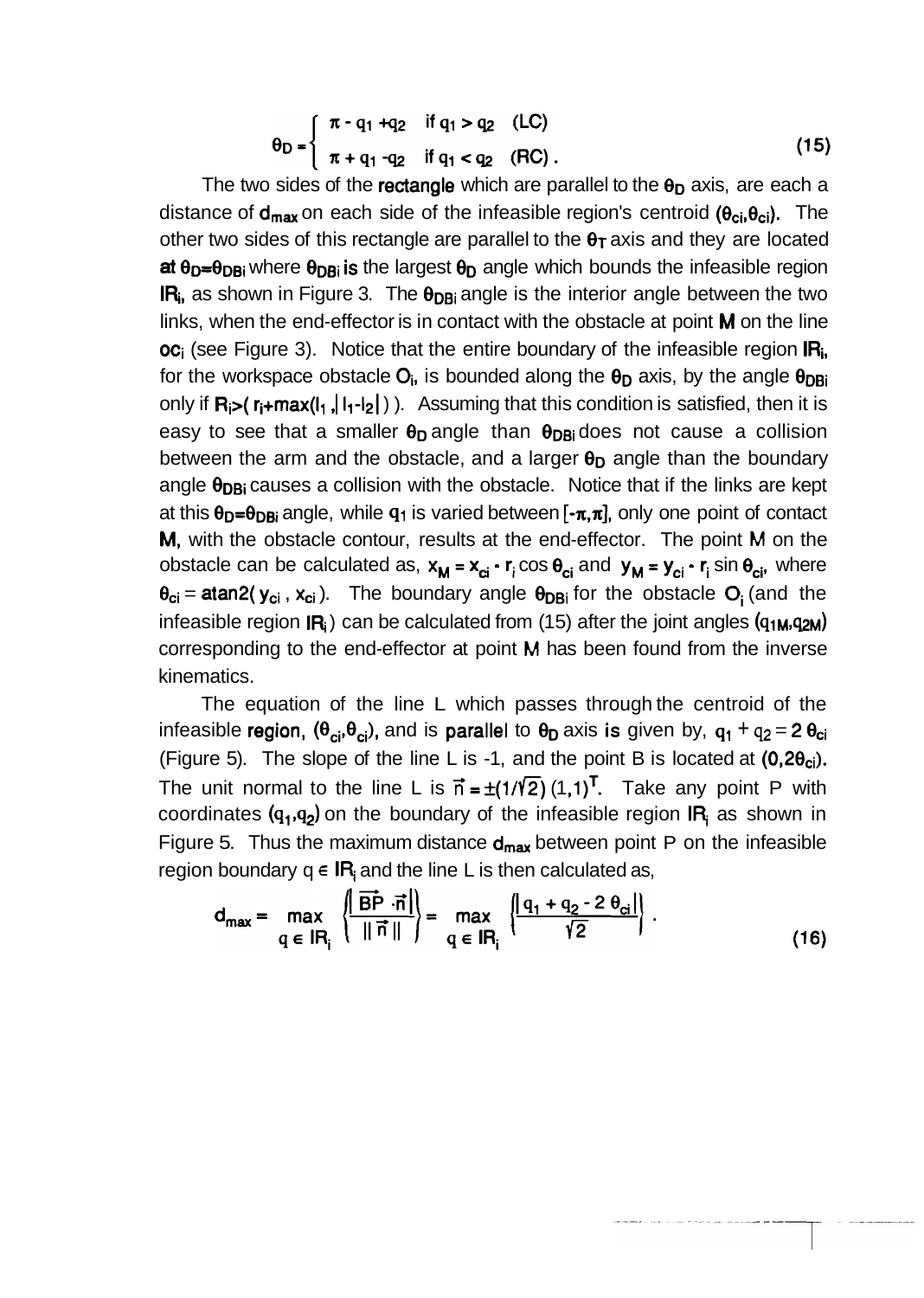$$\theta_D = \begin{cases} \pi - q_1 + q_2 & \text{if } q_1 > q_2 \quad \text{(LC)} \\ \pi + q_1 - q_2 & \text{if } q_1 < q_2 \quad \text{(RC)} . \end{cases} \tag{15}$$

The two sides of the rectangle which are parallel to the $\theta_D$ axis, are each a distance of $d_{max}$ on each side of the infeasible region's centroid $(\theta_{ci}, \theta_{ci})$. The other two sides of this rectangle are parallel to the $\theta_T$ axis and they are located at $\theta_D = \theta_{DBi}$ where $\theta_{DBi}$ is the largest $\theta_D$ angle which bounds the infeasible region $IR_i$, as shown in Figure 3. The $\theta_{DBi}$ angle is the interior angle between the two links, when the end-effector is in contact with the obstacle at point M on the line $oc_i$ (see Figure 3). Notice that the entire boundary of the infeasible region $IR_i$, for the workspace obstacle $O_i$, is bounded along the $\theta_D$ axis, by the angle $\theta_{DBi}$ only if $R_i > ( r_i + \max(l_1, |l_1 - l_2|) )$. Assuming that this condition is satisfied, then it is easy to see that a smaller $\theta_D$ angle than $\theta_{DBi}$ does not cause a collision between the arm and the obstacle, and a larger $\theta_D$ angle than the boundary angle $\theta_{DBi}$ causes a collision with the obstacle. Notice that if the links are kept at this $\theta_D = \theta_{DBi}$ angle, while $q_1$ is varied between $[-\pi, \pi]$, only one point of contact M, with the obstacle contour, results at the end-effector. The point M on the obstacle can be calculated as, $x_M = x_{ci} - r_i \cos \theta_{ci}$ and $y_M = y_{ci} - r_i \sin \theta_{ci}$, where $\theta_{ci} = \text{atan2}( y_{ci}, x_{ci} )$. The boundary angle $\theta_{DBi}$ for the obstacle $O_i$ (and the infeasible region $IR_i$) can be calculated from (15) after the joint angles $(q_{1M}, q_{2M})$ corresponding to the end-effector at point M has been found from the inverse kinematics.

The equation of the line L which passes through the centroid of the infeasible region, $(\theta_{ci}, \theta_{ci})$, and is parallel to $\theta_D$ axis is given by, $q_1 + q_2 = 2\,\theta_{ci}$ (Figure 5). The slope of the line L is -1, and the point B is located at $(0, 2\theta_{ci})$. The unit normal to the line L is $\vec{n} = \pm(1/\sqrt{2})\,(1,1)^T$. Take any point P with coordinates $(q_1, q_2)$ on the boundary of the infeasible region $IR_i$ as shown in Figure 5. Thus the maximum distance $d_{max}$ between point P on the infeasible region boundary $q \in IR_i$ and the line L is then calculated as,

$$d_{max} = \max_{q \in IR_i} \left\{ \frac{|\overrightarrow{BP} \cdot \vec{n}|}{\|\vec{n}\|} \right\} = \max_{q \in IR_i} \left\{ \frac{|q_1 + q_2 - 2\,\theta_{ci}|}{\sqrt{2}} \right\} . \tag{16}$$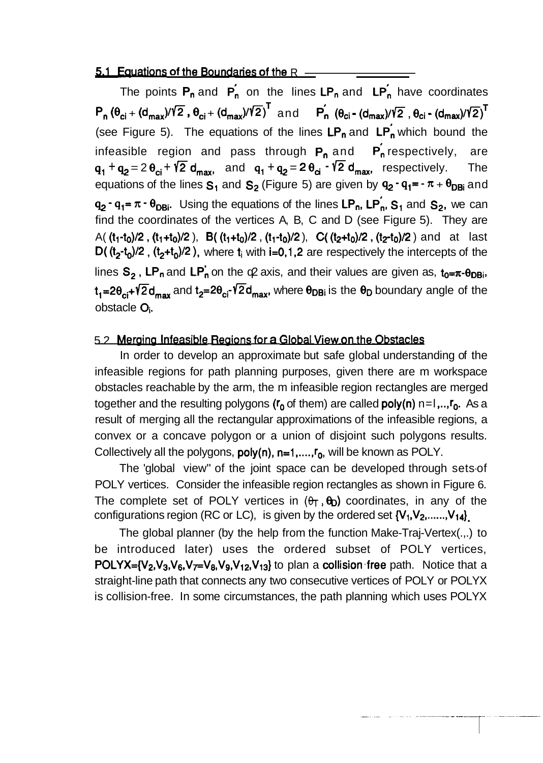### 5.1 Equations of the Boundaries of the R

The points $P_n$ and $P_n'$ on the lines $LP_n$ and $LP_n'$ have coordinates $P_n\,(\theta_{ci} + (d_{max})/\sqrt{2}\,,\,\theta_{ci} + (d_{max})/\sqrt{2})^T$ and $P_n'\,(\theta_{ci} - (d_{max})/\sqrt{2}\,,\,\theta_{ci} - (d_{max})/\sqrt{2})^T$ (see Figure 5). The equations of the lines $LP_n$ and $LP_n'$ which bound the infeasible region and pass through $P_n$ and $P_n'$ respectively, are $q_1 + q_2 = 2\,\theta_{ci} + \sqrt{2}\,d_{max}$, and $q_1 + q_2 = 2\,\theta_{ci} - \sqrt{2}\,d_{max}$, respectively. The equations of the lines $S_1$ and $S_2$ (Figure 5) are given by $q_2 - q_1 = -\pi + \theta_{DBi}$ and $q_2 - q_1 = \pi - \theta_{DBi}$. Using the equations of the lines $LP_n$, $LP_n'$, $S_1$ and $S_2$, we can find the coordinates of the vertices A, B, C and D (see Figure 5). They are A( $(t_1-t_0)/2\,,\,(t_1+t_0)/2$ ), B( $(t_1+t_0)/2\,,\,(t_1-t_0)/2$ ), C( $(t_2+t_0)/2\,,\,(t_2-t_0)/2$ ) and at last D( $(t_2-t_0)/2\,,\,(t_2+t_0)/2$ ), where $t_i$ with $i=0,1,2$ are respectively the intercepts of the lines $S_2$, $LP_n$ and $LP_n'$ on the $q_2$ axis, and their values are given as, $t_0=\pi-\theta_{DBi}$, $t_1=2\theta_{ci}+\sqrt{2}\,d_{max}$ and $t_2=2\theta_{ci}-\sqrt{2}\,d_{max}$, where $\theta_{DBi}$ is the $\theta_D$ boundary angle of the obstacle $O_i$.

### 5.2 Merging Infeasible Regions for a Global View on the Obstacles

In order to develop an approximate but safe global understanding of the infeasible regions for path planning purposes, given there are m workspace obstacles reachable by the arm, the m infeasible region rectangles are merged together and the resulting polygons ($r_0$ of them) are called **poly(n)** n=l,..,$r_0$. As a result of merging all the rectangular approximations of the infeasible regions, a convex or a concave polygon or a union of disjoint such polygons results. Collectively all the polygons, poly(n), n=1,....,$r_0$, will be known as POLY.

The 'global view" of the joint space can be developed through sets of POLY vertices. Consider the infeasible region rectangles as shown in Figure 6. The complete set of POLY vertices in ($\theta_T$, $\theta_D$) coordinates, in any of the configurations region (RC or LC), is given by the ordered set {$V_1$,$V_2$,......,$V_{14}$}.

The global planner (by the help from the function Make-Traj-Vertex(.,.) to be introduced later) uses the ordered subset of POLY vertices, **POLYX={$V_2$,$V_3$,$V_6$,$V_7$=$V_8$,$V_9$,$V_{12}$,$V_{13}$}** to plan a **collision free** path. Notice that a straight-line path that connects any two consecutive vertices of POLY or POLYX is collision-free. In some circumstances, the path planning which uses POLYX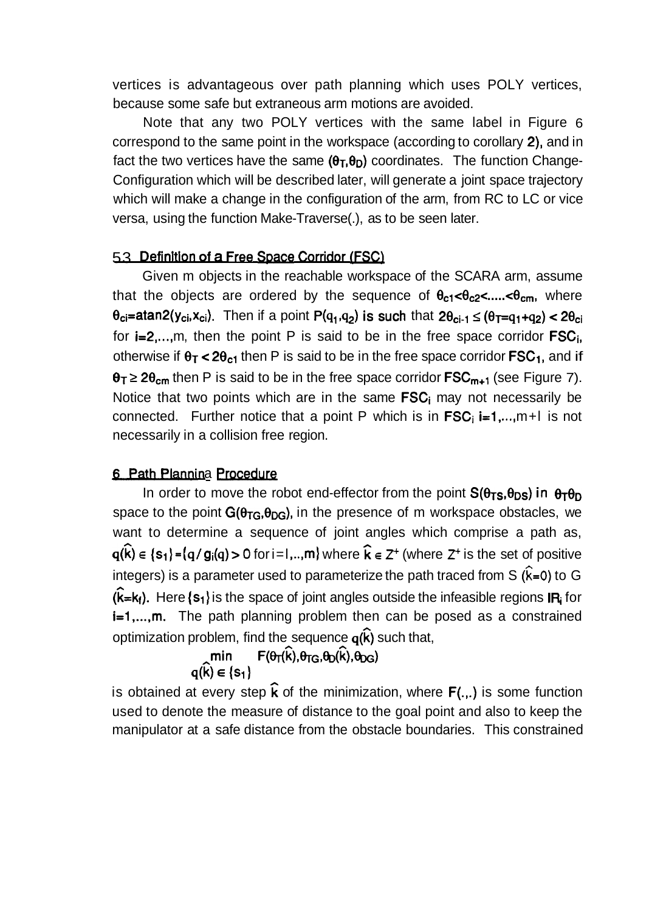vertices is advantageous over path planning which uses POLY vertices, because some safe but extraneous arm motions are avoided.

Note that any two POLY vertices with the same label in Figure 6 correspond to the same point in the workspace (according to corollary 2), and in fact the two vertices have the same $(\theta_T, \theta_D)$ coordinates. The function Change-Configuration which will be described later, will generate a joint space trajectory which will make a change in the configuration of the arm, from RC to LC or vice versa, using the function Make-Traverse(.), as to be seen later.

## 5.3 Definition of a Free Space Corridor (FSC)

Given m objects in the reachable workspace of the SCARA arm, assume that the objects are ordered by the sequence of $\theta_{c1} < \theta_{c2} < \ldots < \theta_{cm}$, where $\theta_{ci} = \text{atan2}(y_{ci}, x_{ci})$. Then if a point $P(q_1, q_2)$ is such that $2\theta_{ci-1} \leq (\theta_T = q_1 + q_2) < 2\theta_{ci}$ for $i=2,\ldots,m$, then the point P is said to be in the free space corridor $FSC_i$, otherwise if $\theta_T < 2\theta_{c1}$ then P is said to be in the free space corridor $FSC_1$, and if $\theta_T \geq 2\theta_{cm}$ then P is said to be in the free space corridor $FSC_{m+1}$ (see Figure 7). Notice that two points which are in the same $FSC_i$ may not necessarily be connected. Further notice that a point P which is in $FSC_i$ $i=1,\ldots,m+1$ is not necessarily in a collision free region.

# 6 Path Planning Procedure

In order to move the robot end-effector from the point $S(\theta_{TS}, \theta_{DS})$ in $\theta_T\theta_D$ space to the point $G(\theta_{TG}, \theta_{DG})$, in the presence of m workspace obstacles, we want to determine a sequence of joint angles which comprise a path as, $q(\hat{k}) \in \{s_1\} = \{q / g_i(q) > 0 \text{ for } i=1,\ldots,m\}$ where $\hat{k} \in Z^+$ (where $Z^+$ is the set of positive integers) is a parameter used to parameterize the path traced from S ($\hat{k}=0$) to G ($\hat{k}=k_f$). Here $\{s_1\}$ is the space of joint angles outside the infeasible regions $IR_i$ for $i=1,\ldots,m$. The path planning problem then can be posed as a constrained optimization problem, find the sequence $q(\hat{k})$ such that,

$$\min_{q(\hat{k}) \in \{s_1\}} F(\theta_T(\hat{k}), \theta_{TG}, \theta_D(\hat{k}), \theta_{DG})$$

is obtained at every step $\hat{k}$ of the minimization, where $F(.,.)$ is some function used to denote the measure of distance to the goal point and also to keep the manipulator at a safe distance from the obstacle boundaries. This constrained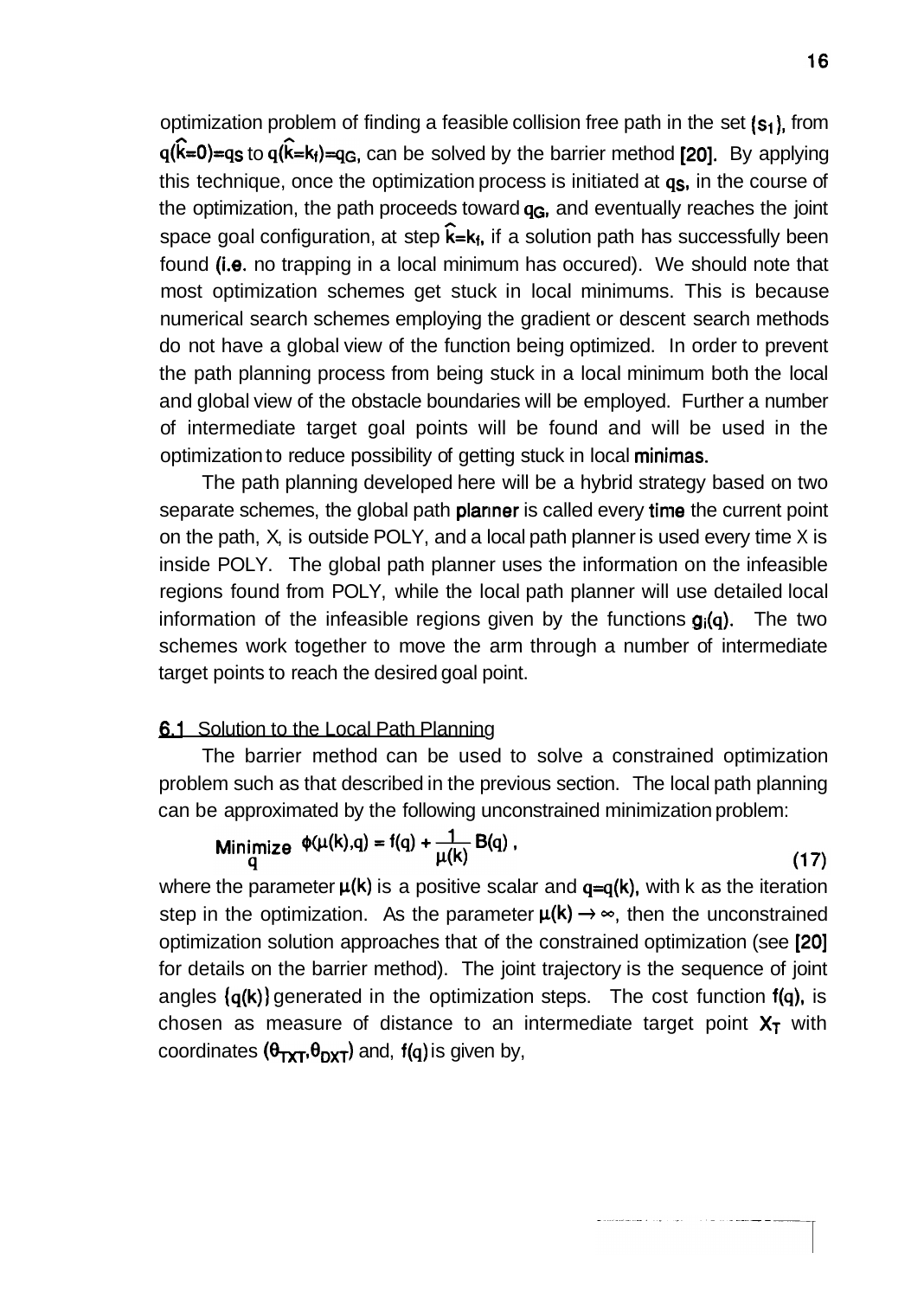optimization problem of finding a feasible collision free path in the set $\{s_1\}$, from $q(\hat{k}=0)=q_S$ to $q(\hat{k}=k_f)=q_G$, can be solved by the barrier method [20]. By applying this technique, once the optimization process is initiated at $q_S$, in the course of the optimization, the path proceeds toward $q_G$, and eventually reaches the joint space goal configuration, at step $\hat{k}=k_f$, if a solution path has successfully been found (i.e. no trapping in a local minimum has occured). We should note that most optimization schemes get stuck in local minimums. This is because numerical search schemes employing the gradient or descent search methods do not have a global view of the function being optimized. In order to prevent the path planning process from being stuck in a local minimum both the local and global view of the obstacle boundaries will be employed. Further a number of intermediate target goal points will be found and will be used in the optimization to reduce possibility of getting stuck in local minimas.

The path planning developed here will be a hybrid strategy based on two separate schemes, the global path planner is called every time the current point on the path, X, is outside POLY, and a local path planner is used every time X is inside POLY. The global path planner uses the information on the infeasible regions found from POLY, while the local path planner will use detailed local information of the infeasible regions given by the functions $g_i(q)$. The two schemes work together to move the arm through a number of intermediate target points to reach the desired goal point.

### 6.1 Solution to the Local Path Planning

The barrier method can be used to solve a constrained optimization problem such as that described in the previous section. The local path planning can be approximated by the following unconstrained minimization problem:

$$\underset{q}{\text{Minimize}} \;\; \phi(\mu(k),q) = f(q) + \frac{1}{\mu(k)} B(q) \,, \tag{17}$$

where the parameter $\mu(k)$ is a positive scalar and $q=q(k)$, with k as the iteration step in the optimization. As the parameter $\mu(k) \rightarrow \infty$, then the unconstrained optimization solution approaches that of the constrained optimization (see [20] for details on the barrier method). The joint trajectory is the sequence of joint angles $\{q(k)\}$ generated in the optimization steps. The cost function $f(q)$, is chosen as measure of distance to an intermediate target point $X_T$ with coordinates $(\theta_{TXT},\theta_{DXT})$ and, $f(q)$ is given by,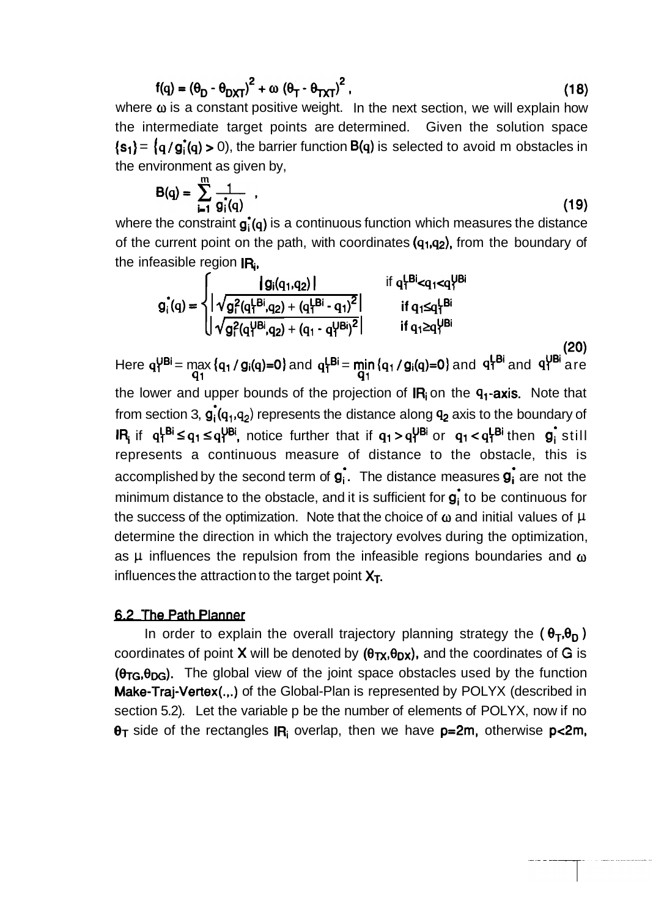$$f(q) = (\theta_D - \theta_{DXT})^2 + \omega\,(\theta_T - \theta_{TXT})^2\,, \tag{18}$$

where $\omega$ is a constant positive weight. In the next section, we will explain how the intermediate target points are determined. Given the solution space $\{s_1\} = \{q \,/\, g_i^{\bullet}(q) > 0\}$, the barrier function $B(q)$ is selected to avoid m obstacles in the environment as given by,

$$B(q) = \sum_{i=1}^{m} \frac{1}{g_i^{\bullet}(q)}\,, \tag{19}$$

where the constraint $g_i^{\bullet}(q)$ is a continuous function which measures the distance of the current point on the path, with coordinates $(q_1,q_2)$, from the boundary of the infeasible region $IR_i$,

$$g_i^{\bullet}(q) = \begin{cases} |g_i(q_1,q_2)| & \text{if } q_1^{LBi} < q_1 < q_1^{UBi} \\ \left|\sqrt{g_i^2(q_1^{LBi},q_2) + (q_1^{LBi} - q_1)^2}\right| & \text{if } q_1 \le q_1^{LBi} \\ \left|\sqrt{g_i^2(q_1^{UBi},q_2) + (q_1 - q_1^{UBi})^2}\right| & \text{if } q_1 \ge q_1^{UBi} \end{cases} \tag{20}$$

Here $q_1^{UBi} = \max\limits_{q_1} \{q_1 \,/\, g_i(q)=0\}$ and $q_1^{LBi} = \min\limits_{q_1} \{q_1 \,/\, g_i(q)=0\}$ and $q_1^{LBi}$ and $q_1^{UBi}$ are the lower and upper bounds of the projection of $IR_i$ on the $q_1$-axis. Note that from section 3, $g_i^{\bullet}(q_1,q_2)$ represents the distance along $q_2$ axis to the boundary of $IR_i$ if $q_1^{LBi} \le q_1 \le q_1^{UBi}$, notice further that if $q_1 > q_1^{UBi}$ or $q_1 < q_1^{LBi}$ then $g_i^{\bullet}$ still represents a continuous measure of distance to the obstacle, this is accomplished by the second term of $g_i^{\bullet}$. The distance measures $g_i^{\bullet}$ are not the minimum distance to the obstacle, and it is sufficient for $g_i^{\bullet}$ to be continuous for the success of the optimization. Note that the choice of $\omega$ and initial values of $\mu$ determine the direction in which the trajectory evolves during the optimization, as $\mu$ influences the repulsion from the infeasible regions boundaries and $\omega$ influences the attraction to the target point $X_T$.

## 6.2 The Path Planner

In order to explain the overall trajectory planning strategy the $(\theta_T,\theta_D)$ coordinates of point **X** will be denoted by $(\theta_{TX},\theta_{DX})$, and the coordinates of **G** is $(\theta_{TG},\theta_{DG})$. The global view of the joint space obstacles used by the function **Make-Traj-Vertex(.,.)** of the Global-Plan is represented by POLYX (described in section 5.2). Let the variable p be the number of elements of POLYX, now if no $\theta_T$ side of the rectangles $IR_i$ overlap, then we have $p=2m$, otherwise $p<2m$,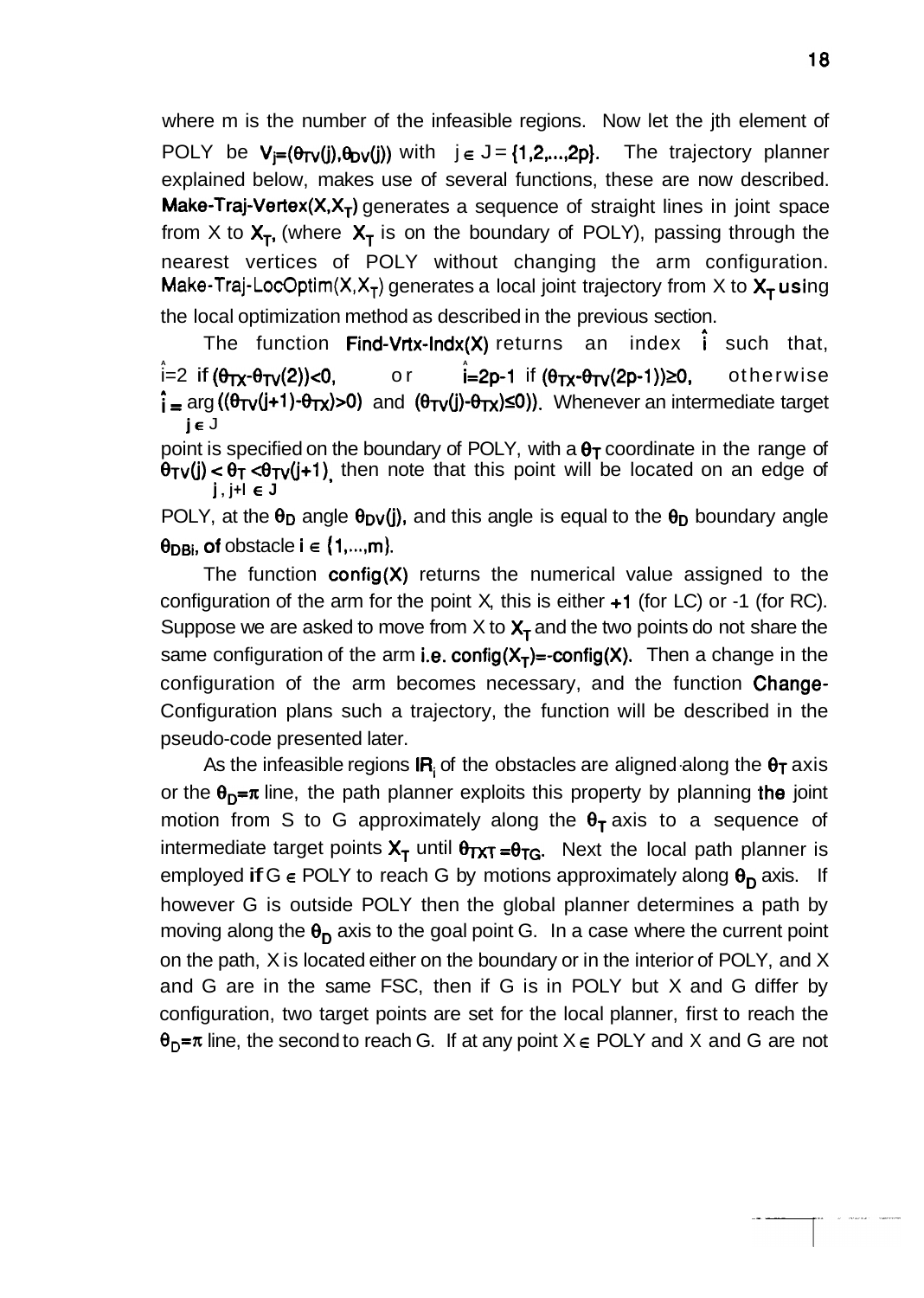where m is the number of the infeasible regions. Now let the jth element of POLY be $V_j=(\theta_{TV}(j),\theta_{DV}(j))$ with $j \in J=\{1,2,...,2p\}$. The trajectory planner explained below, makes use of several functions, these are now described. **Make-Traj-Vertex($X,X_T$)** generates a sequence of straight lines in joint space from X to $X_T$, (where $X_T$ is on the boundary of POLY), passing through the nearest vertices of POLY without changing the arm configuration. Make-Traj-LocOptim($X,X_T$) generates a local joint trajectory from X to $X_T$ using the local optimization method as described in the previous section.

The function **Find-Vrtx-Indx(X)** returns an index $\hat{i}$ such that, $\hat{i}=2$ if $(\theta_{TX}-\theta_{TV}(2))<0$, or $\hat{i}=2p-1$ if $(\theta_{TX}-\theta_{TV}(2p-1))\geq 0$, otherwise $\hat{i}=\arg_{j\in J}((\theta_{TV}(j+1)-\theta_{TX})>0)$ and $(\theta_{TV}(j)-\theta_{TX})\leq 0))$. Whenever an intermediate target point is specified on the boundary of POLY, with a $\theta_T$ coordinate in the range of $\theta_{TV}(j)<\theta_T<\theta_{TV}(j+1)_{j,j+1\in J}$ then note that this point will be located on an edge of POLY, at the $\theta_D$ angle $\theta_{DV}(j)$, and this angle is equal to the $\theta_D$ boundary angle $\theta_{DBi}$, of obstacle $i \in \{1,...,m\}$.

The function **config(X)** returns the numerical value assigned to the configuration of the arm for the point X, this is either +1 (for LC) or -1 (for RC). Suppose we are asked to move from X to $X_T$ and the two points do not share the same configuration of the arm i.e. config($X_T$)=-config(X). Then a change in the configuration of the arm becomes necessary, and the function **Change-**Configuration plans such a trajectory, the function will be described in the pseudo-code presented later.

As the infeasible regions $IR_i$ of the obstacles are aligned along the $\theta_T$ axis or the $\theta_D=\pi$ line, the path planner exploits this property by planning the joint motion from S to G approximately along the $\theta_T$ axis to a sequence of intermediate target points $X_T$ until $\theta_{TXT}=\theta_{TG}$. Next the local path planner is employed if $G \in$ POLY to reach G by motions approximately along $\theta_D$ axis. If however G is outside POLY then the global planner determines a path by moving along the $\theta_D$ axis to the goal point G. In a case where the current point on the path, X is located either on the boundary or in the interior of POLY, and X and G are in the same FSC, then if G is in POLY but X and G differ by configuration, two target points are set for the local planner, first to reach the $\theta_D=\pi$ line, the second to reach G. If at any point $X \in$ POLY and X and G are not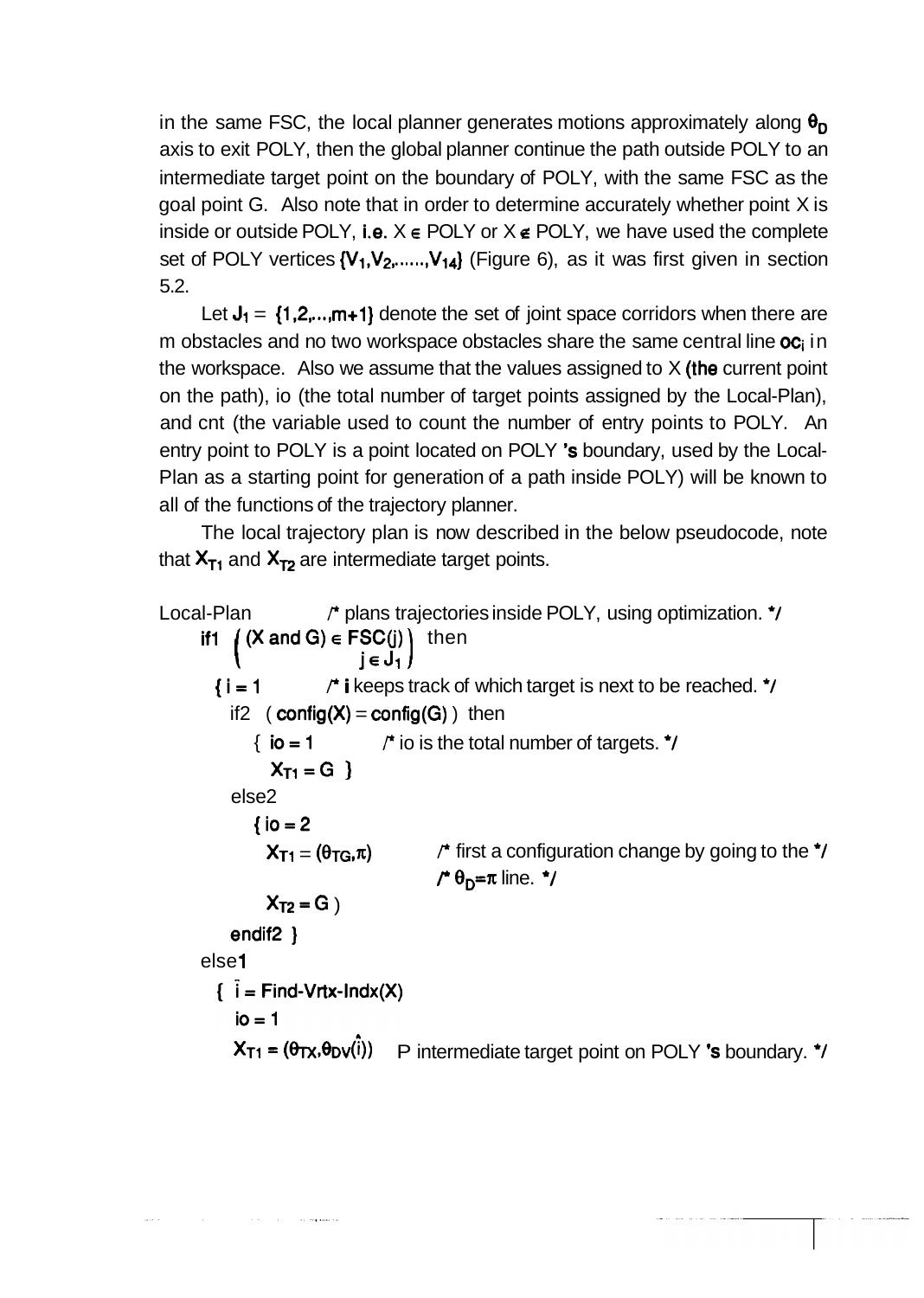in the same FSC, the local planner generates motions approximately along $\theta_D$ axis to exit POLY, then the global planner continue the path outside POLY to an intermediate target point on the boundary of POLY, with the same FSC as the goal point G. Also note that in order to determine accurately whether point X is inside or outside POLY, i.e. $X \in$ POLY or $X \notin$ POLY, we have used the complete set of POLY vertices $\{V_1, V_2, ......, V_{14}\}$ (Figure 6), as it was first given in section 5.2.

Let $J_1 = \{1,2,...,m+1\}$ denote the set of joint space corridors when there are m obstacles and no two workspace obstacles share the same central line $oc_i$ in the workspace. Also we assume that the values assigned to X (the current point on the path), io (the total number of target points assigned by the Local-Plan), and cnt (the variable used to count the number of entry points to POLY. An entry point to POLY is a point located on POLY 's boundary, used by the Local-Plan as a starting point for generation of a path inside POLY) will be known to all of the functions of the trajectory planner.

The local trajectory plan is now described in the below pseudocode, note that $X_{T1}$ and $X_{T2}$ are intermediate target points.

```
Local-Plan          /* plans trajectories inside POLY, using optimization. */
  if1  ( (X and G) ∈ FSC(j) )  then
                    j ∈ J1
    { i = 1         /* i keeps track of which target is next to be reached. */
      if2  ( config(X) = config(G) )  then
        { io = 1          /* io is the total number of targets. */
          XT1 = G  }
      else2
        { io = 2
          XT1 = (θTG,π)          /* first a configuration change by going to the */
                                 /* θD=π line. */
          XT2 = G )
      endif2 }
  else1
    { î = Find-Vrtx-Indx(X)
      io = 1
      XT1 = (θTX,θDV(î))   /* intermediate target point on POLY 's boundary. */
```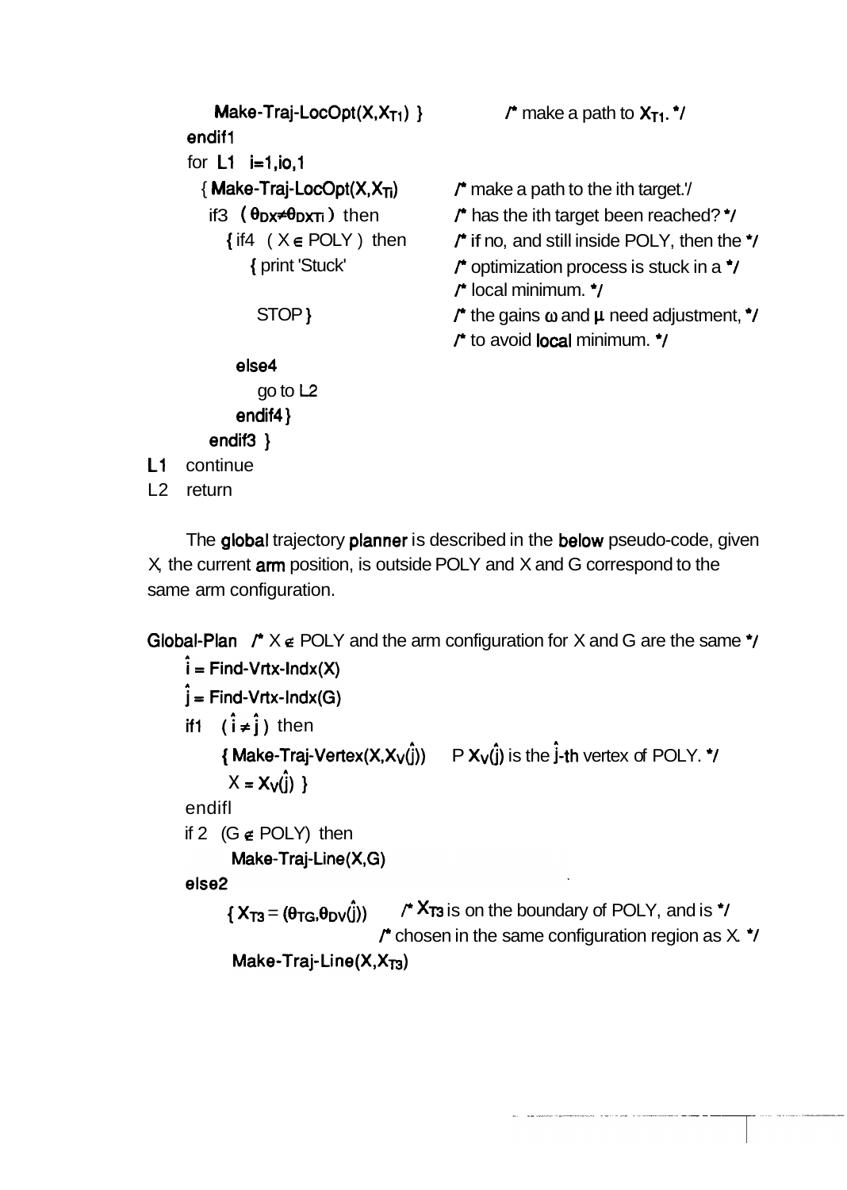```
        Make-Traj-LocOpt(X,X_T1) }           /* make a path to X_T1. */
    endif1
    for L1  i=1,io,1
      { Make-Traj-LocOpt(X,X_Ti)           /* make a path to the ith target.'/
        if3  ( θ_DX≠θ_DXTi ) then          /* has the ith target been reached? */
          { if4  ( X ∈ POLY ) then         /* if no, and still inside POLY, then the */
              { print 'Stuck'               /* optimization process is stuck in a */
                                            /* local minimum. */
                STOP }                      /* the gains ω and μ need adjustment, */
                                            /* to avoid local minimum. */
            else4
                go to L2
            endif4 }
        endif3 }
L1  continue
L2  return
```

The global trajectory planner is described in the below pseudo-code, given X, the current arm position, is outside POLY and X and G correspond to the same arm configuration.

```
Global-Plan  /* X ∉ POLY and the arm configuration for X and G are the same */
    î = Find-Vrtx-Indx(X)
    ĵ = Find-Vrtx-Indx(G)
    if1  ( î ≠ ĵ ) then
        { Make-Traj-Vertex(X,X_V(ĵ))     P X_V(ĵ) is the ĵ-th vertex of POLY. */
          X = X_V(ĵ) }
    endifl
    if 2  (G ∉ POLY)  then
          Make-Traj-Line(X,G)
    else2
        { X_T3 = (θ_TG,θ_DV(ĵ))       /* X_T3 is on the boundary of POLY, and is */
                                      /* chosen in the same configuration region as X. */
          Make-Traj-Line(X,X_T3)
```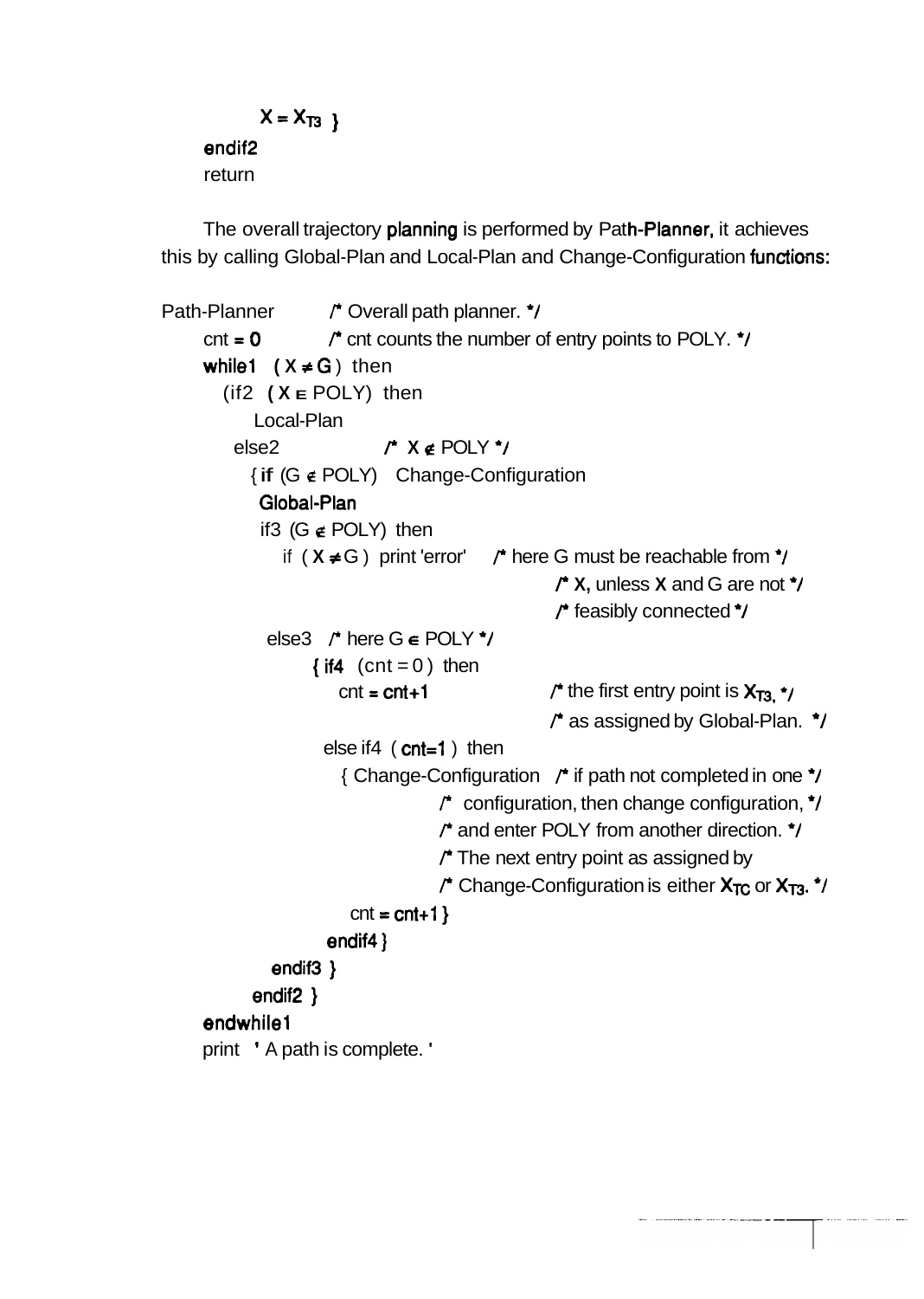```
        X = X_T3 }
    endif2
    return
```

The overall trajectory planning is performed by Path-Planner, it achieves this by calling Global-Plan and Local-Plan and Change-Configuration functions:

```
Path-Planner          /* Overall path planner. */
    cnt = 0           /* cnt counts the number of entry points to POLY. */
    while1  ( X ≠ G ) then
      (if2  ( X ∈ POLY)  then
          Local-Plan
        else2                /*  X ∉ POLY */
          { if (G ∉ POLY)   Change-Configuration
            Global-Plan
            if3 (G ∉ POLY)  then
               if  ( X ≠ G )  print 'error'     /* here G must be reachable from */
                                                /* X, unless X and G are not */
                                                /* feasibly connected */
             else3   /* here G ∈ POLY */
                  { if4  (cnt = 0 )  then
                       cnt = cnt+1              /* the first entry point is X_T3, */
                                                /* as assigned by Global-Plan.  */
                    else if4  ( cnt=1 )  then
                      { Change-Configuration   /* if path not completed in one */
                                    /*  configuration, then change configuration, */
                                    /* and enter POLY from another direction. */
                                    /* The next entry point as assigned by */
                                    /* Change-Configuration is either X_TC or X_T3. */
                        cnt = cnt+1 }
                    endif4 }
             endif3 }
          endif2 }
    endwhile1
    print  ' A path is complete. '
```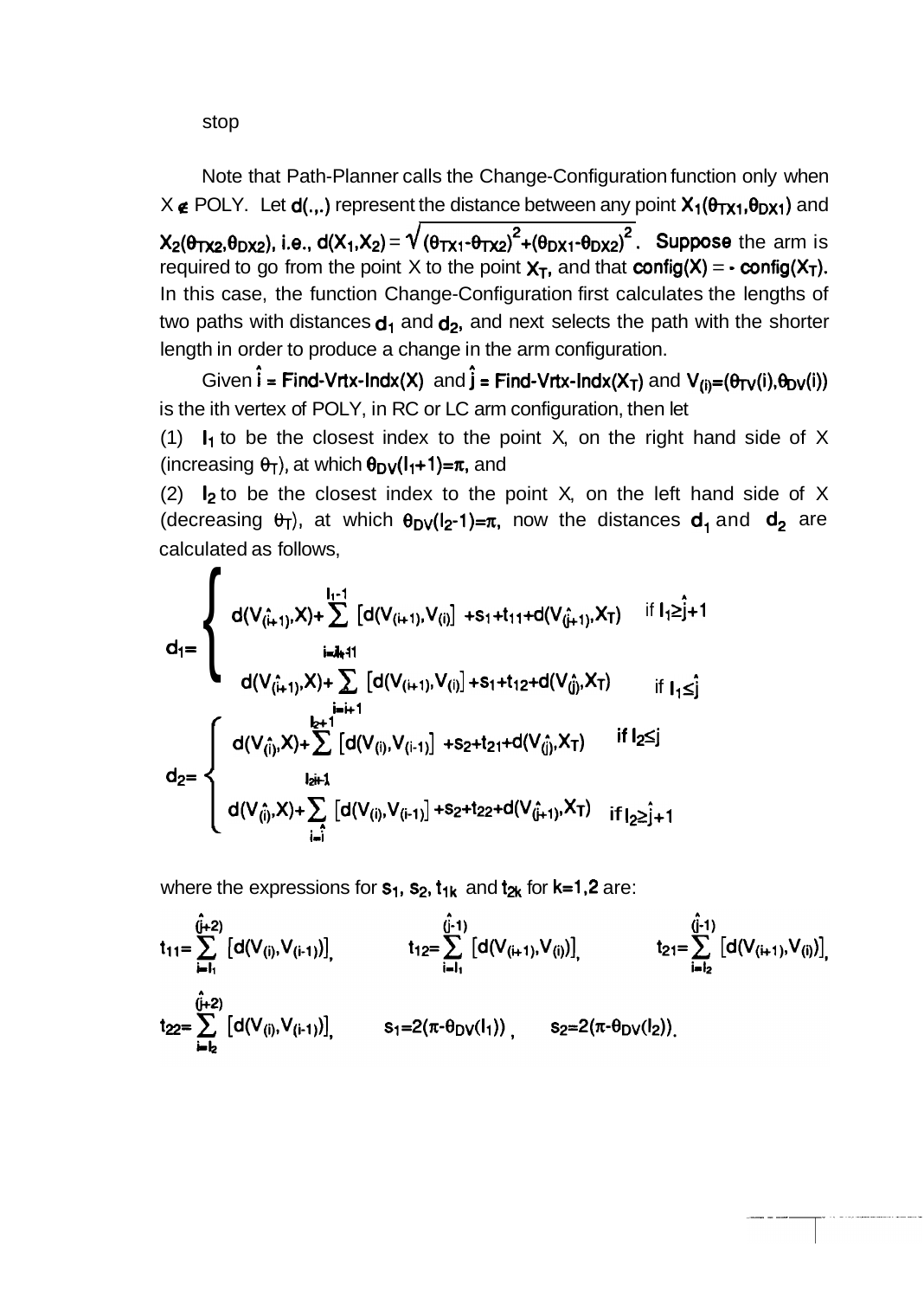stop

Note that Path-Planner calls the Change-Configuration function only when $X \notin$ POLY. Let $d(.,.)$ represent the distance between any point $X_1(\theta_{TX1},\theta_{DX1})$ and $X_2(\theta_{TX2},\theta_{DX2})$, i.e., $d(X_1,X_2) = \sqrt{(\theta_{TX1}-\theta_{TX2})^2+(\theta_{DX1}-\theta_{DX2})^2}$. **Suppose** the arm is required to go from the point X to the point $X_T$, and that $config(X) = -\, config(X_T)$. In this case, the function Change-Configuration first calculates the lengths of two paths with distances $d_1$ and $d_2$, and next selects the path with the shorter length in order to produce a change in the arm configuration.

Given $\hat{i}$ = Find-Vrtx-Indx(X) and $\hat{j}$ = Find-Vrtx-Indx($X_T$) and $V_{(i)}=(\theta_{TV}(i),\theta_{DV}(i))$ is the ith vertex of POLY, in RC or LC arm configuration, then let

(1) $l_1$ to be the closest index to the point X, on the right hand side of X (increasing $\theta_T$), at which $\theta_{DV}(l_1+1)=\pi$, and

(2) $l_2$ to be the closest index to the point X, on the left hand side of X (decreasing $\theta_T$), at which $\theta_{DV}(l_2-1)=\pi$, now the distances $d_1$ and $d_2$ are calculated as follows,

$$d_1=\begin{cases} d(V_{(\hat{i}+1)},X)+\sum\limits_{i=\hat{i}+1}^{l_1-1}\left[d(V_{(i+1)},V_{(i)}\right] +s_1+t_{11}+d(V_{(\hat{j}+1)},X_T) & \text{if } l_1\geq\hat{j}+1 \\ d(V_{(\hat{i}+1)},X)+\sum\limits_{i=\hat{i}+1}\left[d(V_{(i+1)},V_{(i)}\right]+s_1+t_{12}+d(V_{(\hat{j})},X_T) & \text{if } l_1\leq\hat{j} \end{cases}$$

$$d_2=\begin{cases} d(V_{(\hat{i})},X)+\sum\limits_{l_2\hat{i}+1}^{l_2+1}\left[d(V_{(i)},V_{(i-1)}\right] +s_2+t_{21}+d(V_{(\hat{j})},X_T) & \text{if } l_2\leq j \\ d(V_{(\hat{i})},X)+\sum\limits_{i=\hat{i}}\left[d(V_{(i)},V_{(i-1)}\right]+s_2+t_{22}+d(V_{(\hat{j}+1)},X_T) & \text{if } l_2\geq\hat{j}+1 \end{cases}$$

where the expressions for $s_1$, $s_2$, $t_{1k}$ and $t_{2k}$ for $k=1,2$ are:

$$t_{11}=\sum_{i=l_1}^{(\hat{j}+2)}\left[d(V_{(i)},V_{(i-1)})\right], \qquad t_{12}=\sum_{i=l_1}^{(\hat{j}-1)}\left[d(V_{(i+1)},V_{(i)})\right], \qquad t_{21}=\sum_{i=l_2}^{(\hat{j}-1)}\left[d(V_{(i+1)},V_{(i)})\right],$$

$$t_{22}=\sum_{i=l_2}^{(\hat{j}+2)}\left[d(V_{(i)},V_{(i-1)})\right], \qquad s_1=2(\pi-\theta_{DV}(l_1)), \qquad s_2=2(\pi-\theta_{DV}(l_2)).$$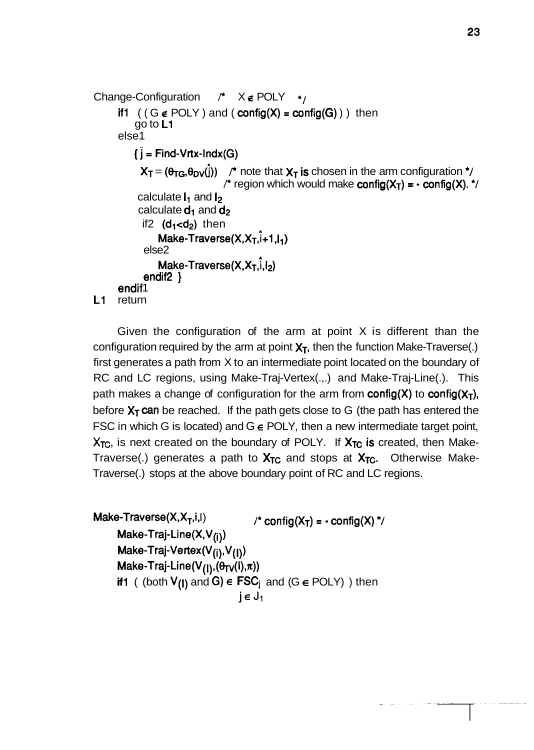```
Change-Configuration     /* X ∉ POLY */
    if1  ( ( G ∉ POLY ) and ( config(X) = config(G) ) )  then
        go to L1
    else1
        { ĵ = Find-Vrtx-Indx(G)
          X_T = (θ_TG, θ_DV(ĵ))   /* note that X_T is chosen in the arm configuration */
                                  /* region which would make config(X_T) = - config(X). */
          calculate l_1 and l_2
          calculate d_1 and d_2
          if2  (d_1<d_2)  then
              Make-Traverse(X,X_T,î+1,l_1)
          else2
              Make-Traverse(X,X_T,î,l_2)
          endif2 }
    endif1
L1  return
```

Given the configuration of the arm at point X is different than the configuration required by the arm at point $X_T$, then the function Make-Traverse(.) first generates a path from X to an intermediate point located on the boundary of RC and LC regions, using Make-Traj-Vertex(.,.) and Make-Traj-Line(.). This path makes a change of configuration for the arm from config(X) to config($X_T$), before $X_T$ can be reached. If the path gets close to G (the path has entered the FSC in which G is located) and G $\in$ POLY, then a new intermediate target point, $X_{TC}$, is next created on the boundary of POLY. If $X_{TC}$ is created, then Make-Traverse(.) generates a path to $X_{TC}$ and stops at $X_{TC}$. Otherwise Make-Traverse(.) stops at the above boundary point of RC and LC regions.

```
Make-Traverse(X,X_T,i,l)          /* config(X_T) = - config(X) */
    Make-Traj-Line(X,V_(i))
    Make-Traj-Vertex(V_(i),V_(l))
    Make-Traj-Line(V_(l),(θ_TV(l),π))
    if1  ( (both V_(l) and G) ∈ FSC_j  and (G ∈ POLY) ) then
                                j ∈ J_1
```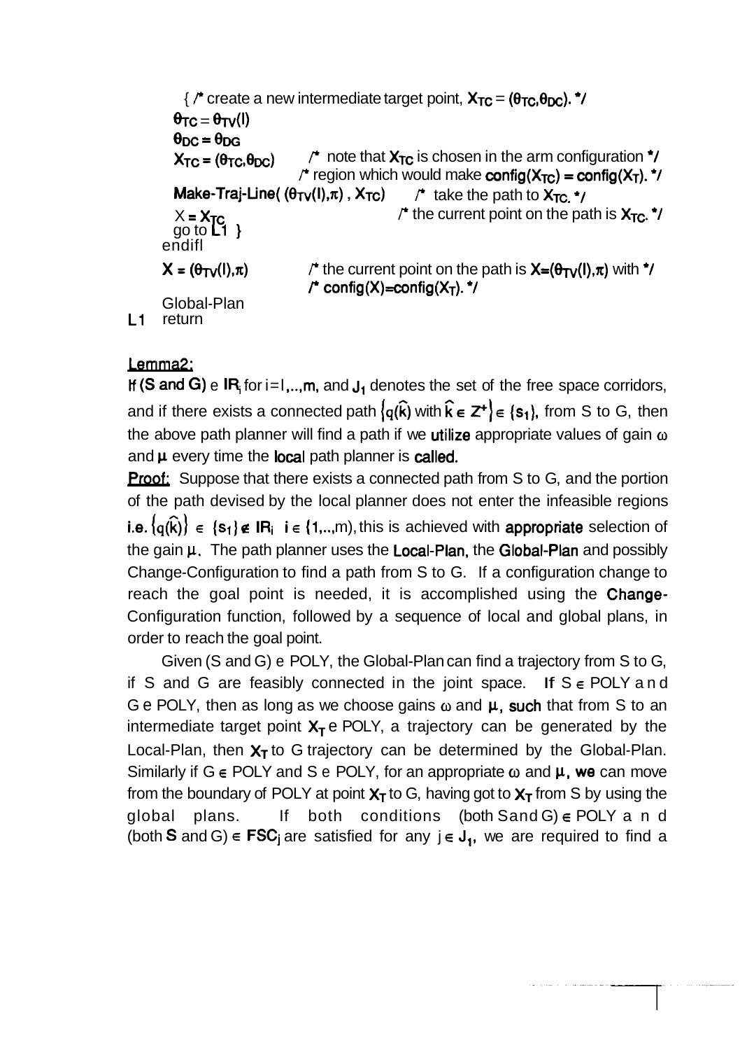```
      { /* create a new intermediate target point, X_TC = (θ_TC,θ_DC). */
      θ_TC = θ_TV(I)
      θ_DC = θ_DG
      X_TC = (θ_TC,θ_DC)         /* note that X_TC is chosen in the arm configuration */
                                 /* region which would make config(X_TC) = config(X_T). */
      Make-Traj-Line( (θ_TV(I),π) , X_TC)     /* take the path to X_TC. */
      X = X_TC                               /* the current point on the path is X_TC. */
      go to L1 }
    endifl
    X = (θ_TV(I),π)           /* the current point on the path is X=(θ_TV(I),π) with */
                              /* config(X)=config(X_T). */
    Global-Plan
L1  return
```

**Lemma2:**

If (S and G) e $IR_i$ for i=I,..,m, and $J_1$ denotes the set of the free space corridors, and if there exists a connected path $\{q(\hat{k}) \text{ with } \hat{k} \in Z^+\} \in \{s_1\}$, from S to G, then the above path planner will find a path if we utilize appropriate values of gain $\omega$ and $\mu$ every time the local path planner is called.

**Proof:** Suppose that there exists a connected path from S to G, and the portion of the path devised by the local planner does not enter the infeasible regions i.e. $\{q(\hat{k})\} \in \{s_1\} \notin IR_i \;\; i \in \{1,..,m\}$, this is achieved with appropriate selection of the gain $\mu$. The path planner uses the Local-Plan, the Global-Plan and possibly Change-Configuration to find a path from S to G. If a configuration change to reach the goal point is needed, it is accomplished using the Change-Configuration function, followed by a sequence of local and global plans, in order to reach the goal point.

Given (S and G) e POLY, the Global-Plan can find a trajectory from S to G, if S and G are feasibly connected in the joint space. If S $\in$ POLY and G e POLY, then as long as we choose gains $\omega$ and $\mu$, such that from S to an intermediate target point $X_T$ e POLY, a trajectory can be generated by the Local-Plan, then $X_T$ to G trajectory can be determined by the Global-Plan. Similarly if G $\in$ POLY and S e POLY, for an appropriate $\omega$ and $\mu$, we can move from the boundary of POLY at point $X_T$ to G, having got to $X_T$ from S by using the global plans. If both conditions (both S and G) $\in$ POLY and (both S and G) $\in$ $FSC_j$ are satisfied for any $j \in J_1$, we are required to find a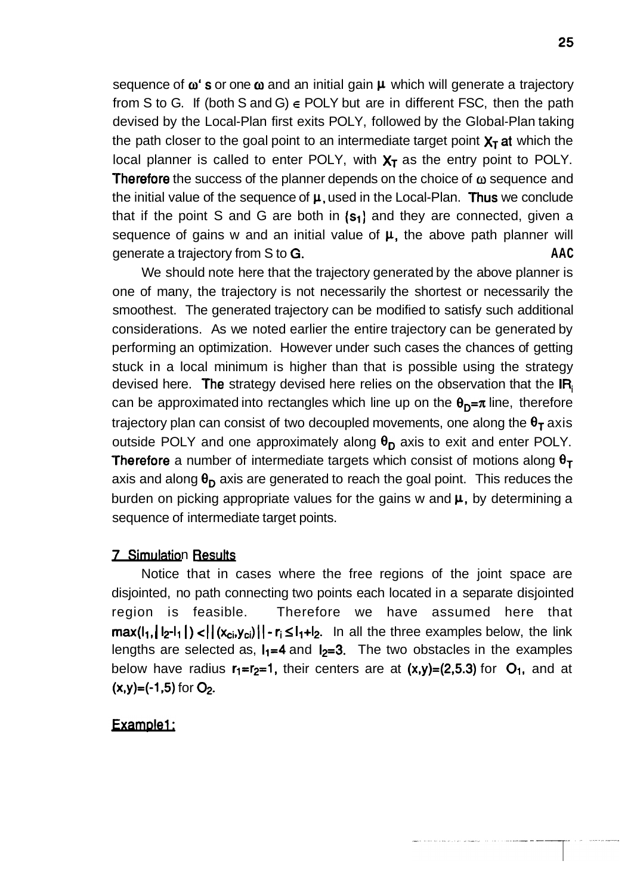sequence of $\omega$'s or one $\omega$ and an initial gain $\mu$ which will generate a trajectory from S to G. If (both S and G) $\in$ POLY but are in different FSC, then the path devised by the Local-Plan first exits POLY, followed by the Global-Plan taking the path closer to the goal point to an intermediate target point $X_T$ at which the local planner is called to enter POLY, with $X_T$ as the entry point to POLY. Therefore the success of the planner depends on the choice of $\omega$ sequence and the initial value of the sequence of $\mu$, used in the Local-Plan. Thus we conclude that if the point S and G are both in $\{s_1\}$ and they are connected, given a sequence of gains w and an initial value of $\mu$, the above path planner will generate a trajectory from S to G. AAC

We should note here that the trajectory generated by the above planner is one of many, the trajectory is not necessarily the shortest or necessarily the smoothest. The generated trajectory can be modified to satisfy such additional considerations. As we noted earlier the entire trajectory can be generated by performing an optimization. However under such cases the chances of getting stuck in a local minimum is higher than that is possible using the strategy devised here. The strategy devised here relies on the observation that the $IR_i$ can be approximated into rectangles which line up on the $\theta_D=\pi$ line, therefore trajectory plan can consist of two decoupled movements, one along the $\theta_T$ axis outside POLY and one approximately along $\theta_D$ axis to exit and enter POLY. Therefore a number of intermediate targets which consist of motions along $\theta_T$ axis and along $\theta_D$ axis are generated to reach the goal point. This reduces the burden on picking appropriate values for the gains w and $\mu$, by determining a sequence of intermediate target points.

## 7 Simulation Results

Notice that in cases where the free regions of the joint space are disjointed, no path connecting two points each located in a separate disjointed region is feasible. Therefore we have assumed here that $\max(l_1, |l_2-l_1|) < ||(x_{ci}, y_{ci})|| - r_i \leq l_1+l_2$. In all the three examples below, the link lengths are selected as, $l_1=4$ and $l_2=3$. The two obstacles in the examples below have radius $r_1=r_2=1$, their centers are at $(x,y)=(2,5.3)$ for $O_1$, and at $(x,y)=(-1,5)$ for $O_2$.

### Example1: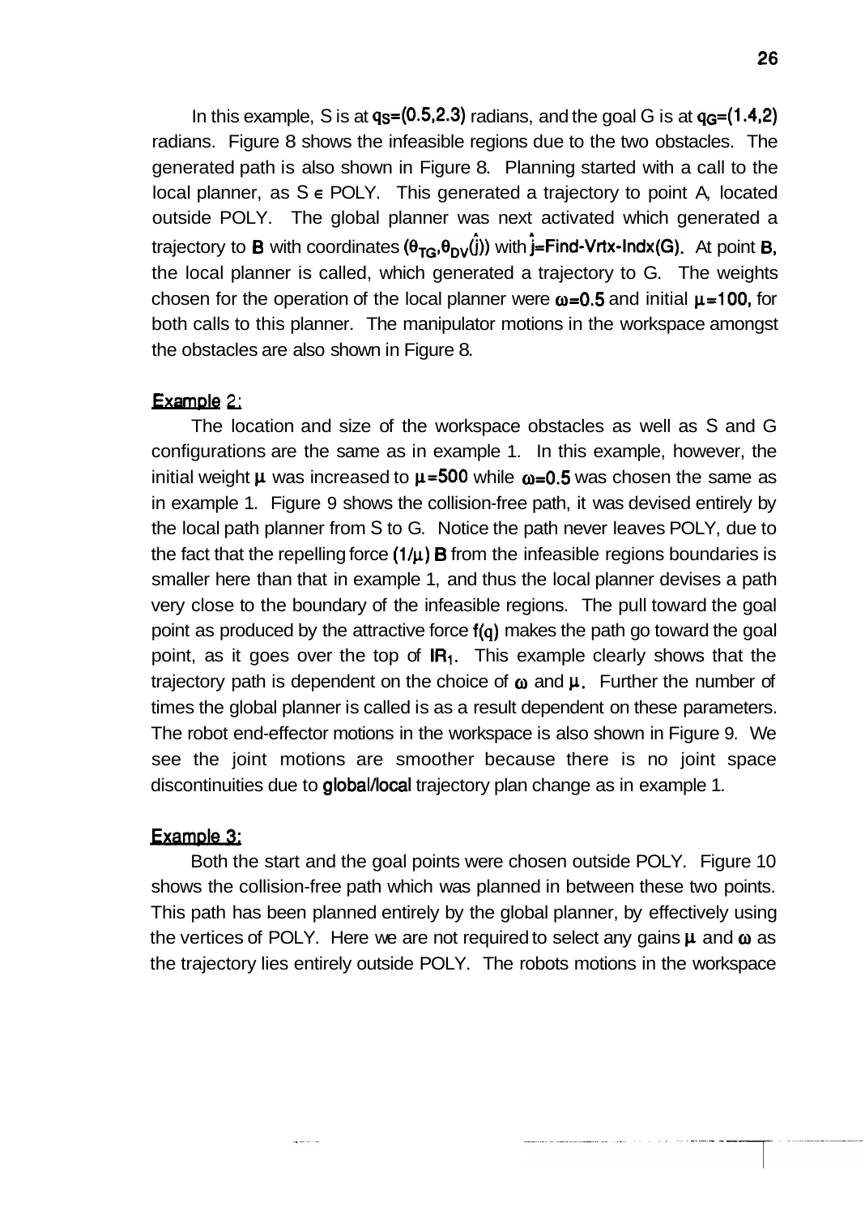In this example, S is at $q_S=(0.5,2.3)$ radians, and the goal G is at $q_G=(1.4,2)$ radians. Figure 8 shows the infeasible regions due to the two obstacles. The generated path is also shown in Figure 8. Planning started with a call to the local planner, as S $\in$ POLY. This generated a trajectory to point A, located outside POLY. The global planner was next activated which generated a trajectory to **B** with coordinates $(\theta_{TG},\theta_{DV}(\hat{j}))$ with $\hat{j}$=Find-Vrtx-Indx(G). At point **B**, the local planner is called, which generated a trajectory to G. The weights chosen for the operation of the local planner were $\omega=0.5$ and initial $\mu=100$, for both calls to this planner. The manipulator motions in the workspace amongst the obstacles are also shown in Figure 8.

## Example 2:

The location and size of the workspace obstacles as well as S and G configurations are the same as in example 1. In this example, however, the initial weight $\mu$ was increased to $\mu=500$ while $\omega=0.5$ was chosen the same as in example 1. Figure 9 shows the collision-free path, it was devised entirely by the local path planner from S to G. Notice the path never leaves POLY, due to the fact that the repelling force $(1/\mu)$ **B** from the infeasible regions boundaries is smaller here than that in example 1, and thus the local planner devises a path very close to the boundary of the infeasible regions. The pull toward the goal point as produced by the attractive force $f(q)$ makes the path go toward the goal point, as it goes over the top of $IR_1$. This example clearly shows that the trajectory path is dependent on the choice of $\omega$ and $\mu$. Further the number of times the global planner is called is as a result dependent on these parameters. The robot end-effector motions in the workspace is also shown in Figure 9. We see the joint motions are smoother because there is no joint space discontinuities due to global/local trajectory plan change as in example 1.

## Example 3:

Both the start and the goal points were chosen outside POLY. Figure 10 shows the collision-free path which was planned in between these two points. This path has been planned entirely by the global planner, by effectively using the vertices of POLY. Here we are not required to select any gains $\mu$ and $\omega$ as the trajectory lies entirely outside POLY. The robots motions in the workspace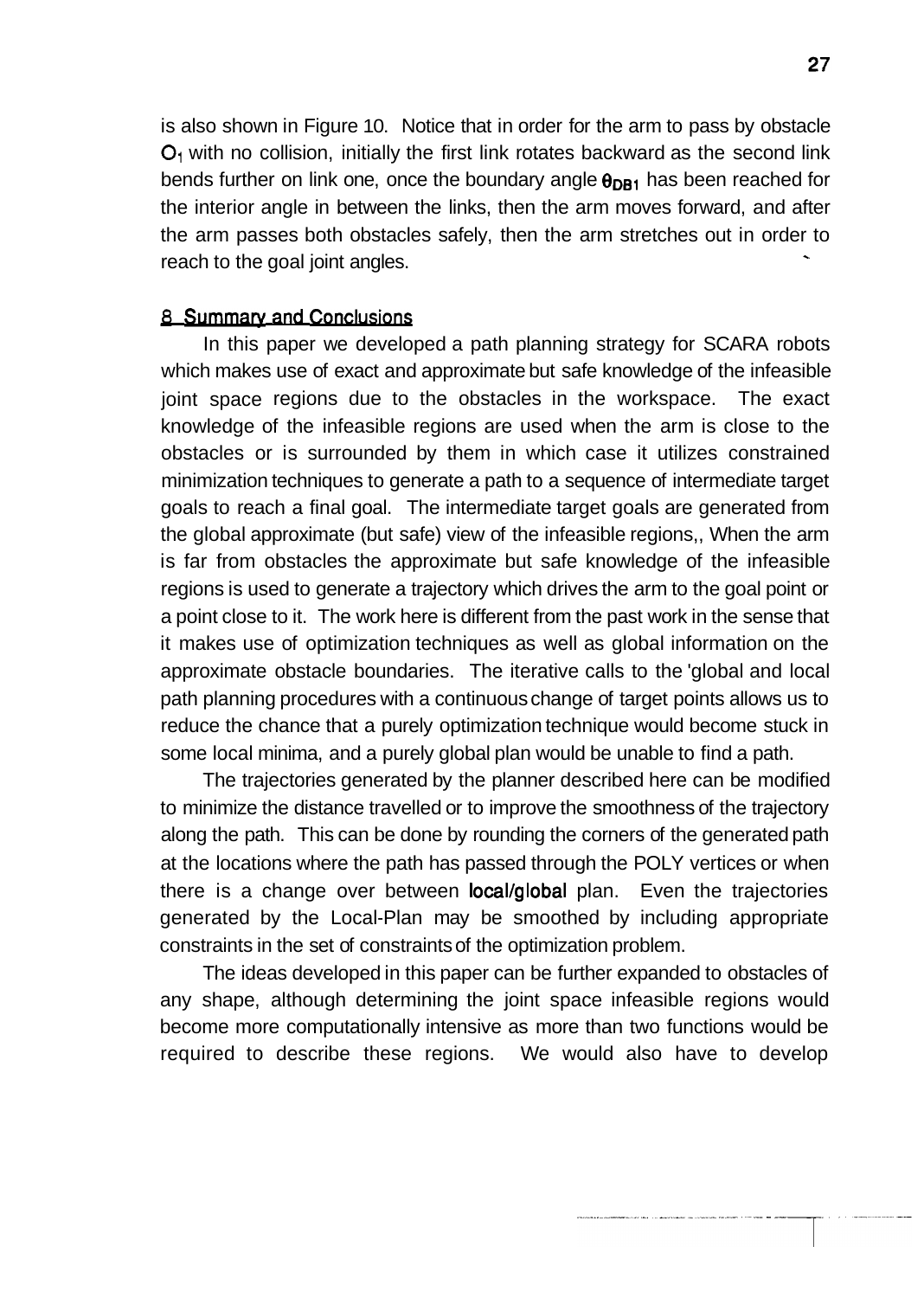is also shown in Figure 10. Notice that in order for the arm to pass by obstacle $O_1$ with no collision, initially the first link rotates backward as the second link bends further on link one, once the boundary angle $\theta_{DB1}$ has been reached for the interior angle in between the links, then the arm moves forward, and after the arm passes both obstacles safely, then the arm stretches out in order to reach to the goal joint angles.

## 8 Summary and Conclusions

In this paper we developed a path planning strategy for SCARA robots which makes use of exact and approximate but safe knowledge of the infeasible joint space regions due to the obstacles in the workspace. The exact knowledge of the infeasible regions are used when the arm is close to the obstacles or is surrounded by them in which case it utilizes constrained minimization techniques to generate a path to a sequence of intermediate target goals to reach a final goal. The intermediate target goals are generated from the global approximate (but safe) view of the infeasible regions,, When the arm is far from obstacles the approximate but safe knowledge of the infeasible regions is used to generate a trajectory which drives the arm to the goal point or a point close to it. The work here is different from the past work in the sense that it makes use of optimization techniques as well as global information on the approximate obstacle boundaries. The iterative calls to the 'global and local path planning procedures with a continuous change of target points allows us to reduce the chance that a purely optimization technique would become stuck in some local minima, and a purely global plan would be unable to find a path.

The trajectories generated by the planner described here can be modified to minimize the distance travelled or to improve the smoothness of the trajectory along the path. This can be done by rounding the corners of the generated path at the locations where the path has passed through the POLY vertices or when there is a change over between local/global plan. Even the trajectories generated by the Local-Plan may be smoothed by including appropriate constraints in the set of constraints of the optimization problem.

The ideas developed in this paper can be further expanded to obstacles of any shape, although determining the joint space infeasible regions would become more computationally intensive as more than two functions would be required to describe these regions. We would also have to develop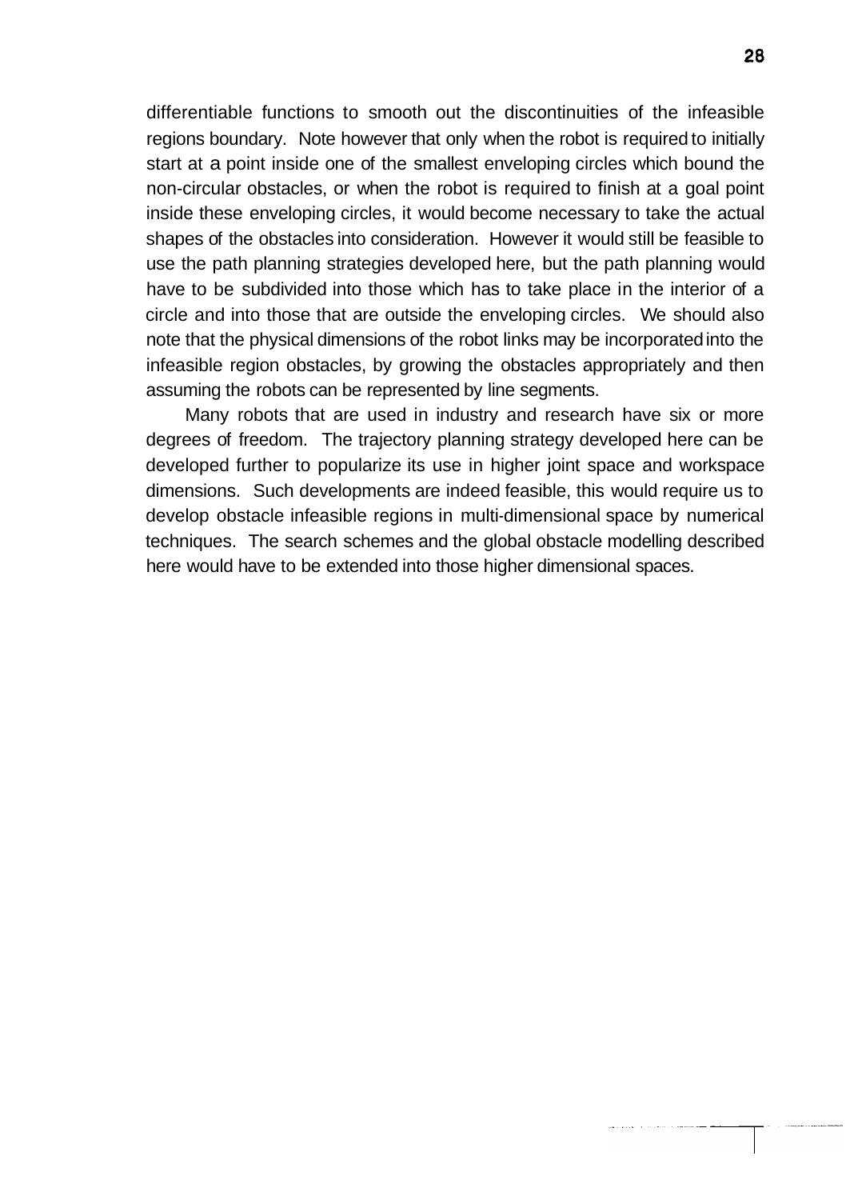differentiable functions to smooth out the discontinuities of the infeasible regions boundary. Note however that only when the robot is required to initially start at a point inside one of the smallest enveloping circles which bound the non-circular obstacles, or when the robot is required to finish at a goal point inside these enveloping circles, it would become necessary to take the actual shapes of the obstacles into consideration. However it would still be feasible to use the path planning strategies developed here, but the path planning would have to be subdivided into those which has to take place in the interior of a circle and into those that are outside the enveloping circles. We should also note that the physical dimensions of the robot links may be incorporated into the infeasible region obstacles, by growing the obstacles appropriately and then assuming the robots can be represented by line segments.

Many robots that are used in industry and research have six or more degrees of freedom. The trajectory planning strategy developed here can be developed further to popularize its use in higher joint space and workspace dimensions. Such developments are indeed feasible, this would require us to develop obstacle infeasible regions in multi-dimensional space by numerical techniques. The search schemes and the global obstacle modelling described here would have to be extended into those higher dimensional spaces.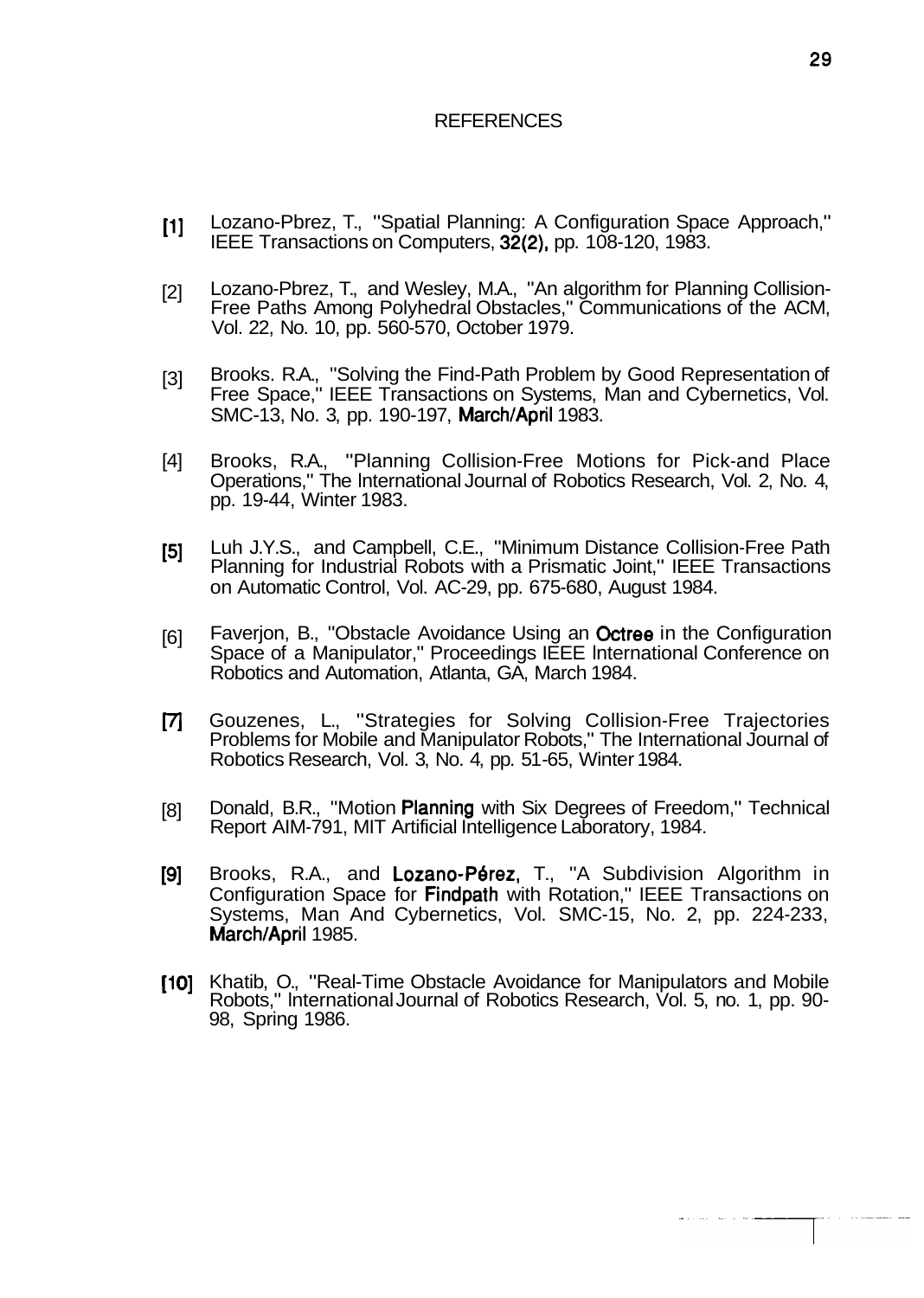# REFERENCES

[1] Lozano-Pbrez, T., "Spatial Planning: A Configuration Space Approach," IEEE Transactions on Computers, 32(2), pp. 108-120, 1983.

[2] Lozano-Pbrez, T., and Wesley, M.A., "An algorithm for Planning Collision-Free Paths Among Polyhedral Obstacles," Communications of the ACM, Vol. 22, No. 10, pp. 560-570, October 1979.

[3] Brooks. R.A., "Solving the Find-Path Problem by Good Representation of Free Space," IEEE Transactions on Systems, Man and Cybernetics, Vol. SMC-13, No. 3, pp. 190-197, March/April 1983.

[4] Brooks, R.A., "Planning Collision-Free Motions for Pick-and Place Operations," The International Journal of Robotics Research, Vol. 2, No. 4, pp. 19-44, Winter 1983.

[5] Luh J.Y.S., and Campbell, C.E., "Minimum Distance Collision-Free Path Planning for Industrial Robots with a Prismatic Joint," IEEE Transactions on Automatic Control, Vol. AC-29, pp. 675-680, August 1984.

[6] Faverjon, B., "Obstacle Avoidance Using an Octree in the Configuration Space of a Manipulator," Proceedings IEEE International Conference on Robotics and Automation, Atlanta, GA, March 1984.

[7] Gouzenes, L., "Strategies for Solving Collision-Free Trajectories Problems for Mobile and Manipulator Robots," The International Journal of Robotics Research, Vol. 3, No. 4, pp. 51-65, Winter 1984.

[8] Donald, B.R., "Motion Planning with Six Degrees of Freedom," Technical Report AIM-791, MIT Artificial Intelligence Laboratory, 1984.

[9] Brooks, R.A., and Lozano-Pérez, T., "A Subdivision Algorithm in Configuration Space for Findpath with Rotation," IEEE Transactions on Systems, Man And Cybernetics, Vol. SMC-15, No. 2, pp. 224-233, March/April 1985.

[10] Khatib, O., "Real-Time Obstacle Avoidance for Manipulators and Mobile Robots," International Journal of Robotics Research, Vol. 5, no. 1, pp. 90-98, Spring 1986.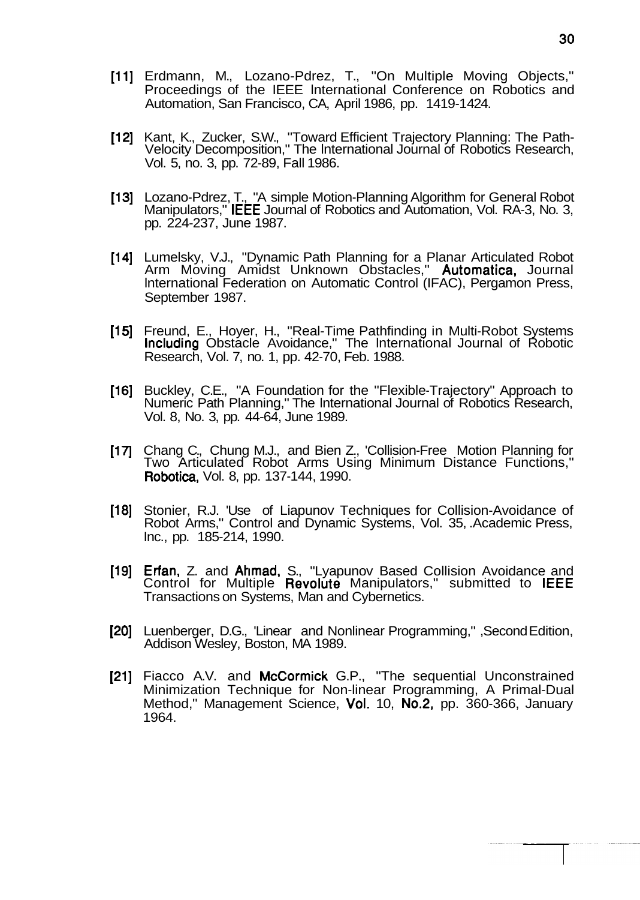[11] Erdmann, M., Lozano-Pdrez, T., "On Multiple Moving Objects," Proceedings of the IEEE International Conference on Robotics and Automation, San Francisco, CA, April 1986, pp. 1419-1424.

[12] Kant, K., Zucker, S.W., "Toward Efficient Trajectory Planning: The Path-Velocity Decomposition," The International Journal of Robotics Research, Vol. 5, no. 3, pp. 72-89, Fall 1986.

[13] Lozano-Pdrez, T., "A simple Motion-Planning Algorithm for General Robot Manipulators," IEEE Journal of Robotics and Automation, Vol. RA-3, No. 3, pp. 224-237, June 1987.

[14] Lumelsky, V.J., "Dynamic Path Planning for a Planar Articulated Robot Arm Moving Amidst Unknown Obstacles," Automatica, Journal International Federation on Automatic Control (IFAC), Pergamon Press, September 1987.

[15] Freund, E., Hoyer, H., "Real-Time Pathfinding in Multi-Robot Systems Including Obstacle Avoidance," The International Journal of Robotic Research, Vol. 7, no. 1, pp. 42-70, Feb. 1988.

[16] Buckley, C.E., "A Foundation for the "Flexible-Trajectory" Approach to Numeric Path Planning," The International Journal of Robotics Research, Vol. 8, No. 3, pp. 44-64, June 1989.

[17] Chang C., Chung M.J., and Bien Z., 'Collision-Free Motion Planning for Two Articulated Robot Arms Using Minimum Distance Functions," Robotica, Vol. 8, pp. 137-144, 1990.

[18] Stonier, R.J. 'Use of Liapunov Techniques for Collision-Avoidance of Robot Arms," Control and Dynamic Systems, Vol. 35, .Academic Press, Inc., pp. 185-214, 1990.

[19] Erfan, Z. and Ahmad, S., "Lyapunov Based Collision Avoidance and Control for Multiple Revolute Manipulators," submitted to IEEE Transactions on Systems, Man and Cybernetics.

[20] Luenberger, D.G., 'Linear and Nonlinear Programming," ,Second Edition, Addison Wesley, Boston, MA 1989.

[21] Fiacco A.V. and McCormick G.P., "The sequential Unconstrained Minimization Technique for Non-linear Programming, A Primal-Dual Method," Management Science, Vol. 10, No.2, pp. 360-366, January 1964.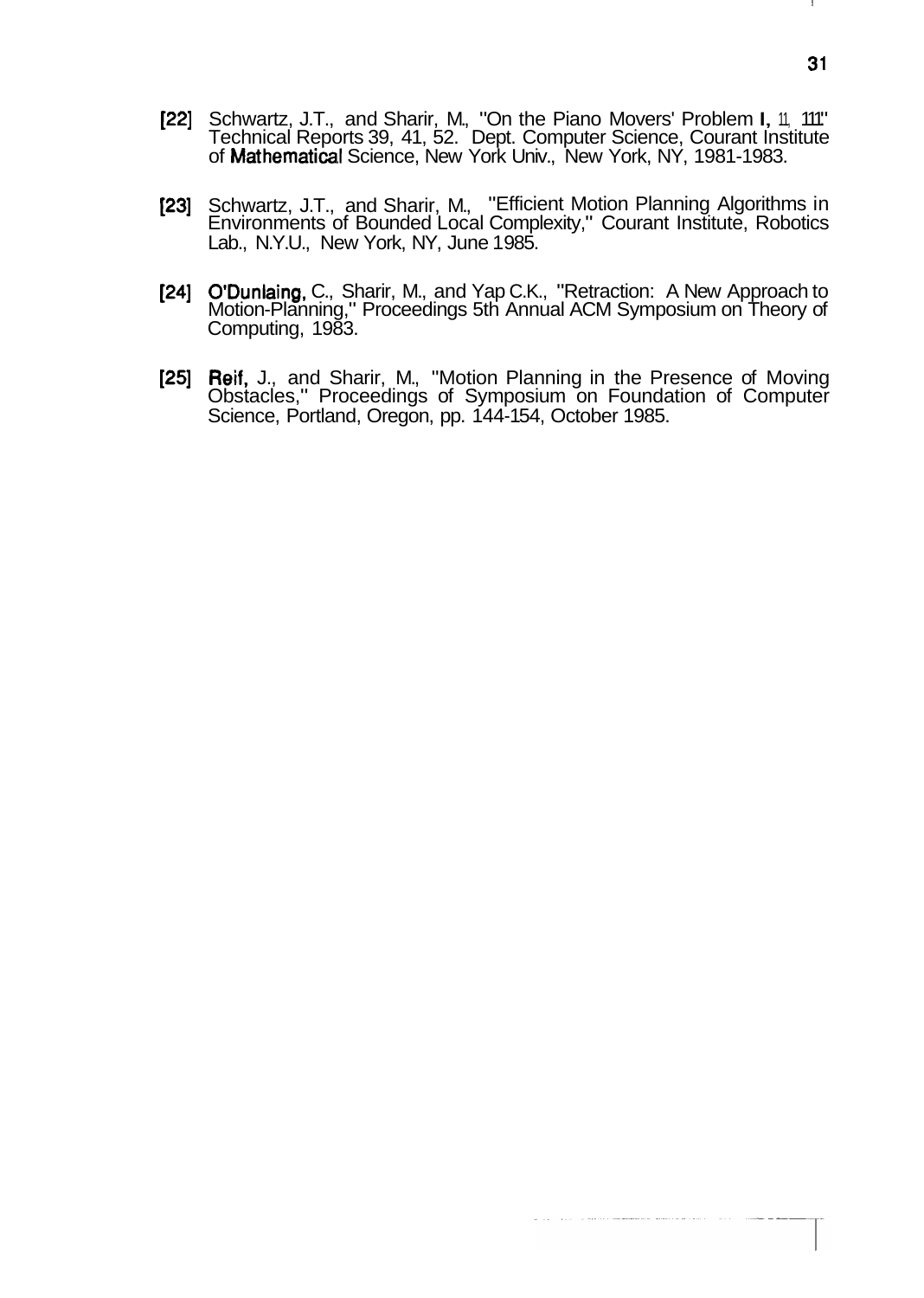[22] Schwartz, J.T., and Sharir, M., "On the Piano Movers' Problem I, II, III" Technical Reports 39, 41, 52. Dept. Computer Science, Courant Institute of Mathematical Science, New York Univ., New York, NY, 1981-1983.

[23] Schwartz, J.T., and Sharir, M., "Efficient Motion Planning Algorithms in Environments of Bounded Local Complexity," Courant Institute, Robotics Lab., N.Y.U., New York, NY, June 1985.

[24] O'Dunlaing, C., Sharir, M., and Yap C.K., "Retraction: A New Approach to Motion-Planning," Proceedings 5th Annual ACM Symposium on Theory of Computing, 1983.

[25] Reif, J., and Sharir, M., "Motion Planning in the Presence of Moving Obstacles," Proceedings of Symposium on Foundation of Computer Science, Portland, Oregon, pp. 144-154, October 1985.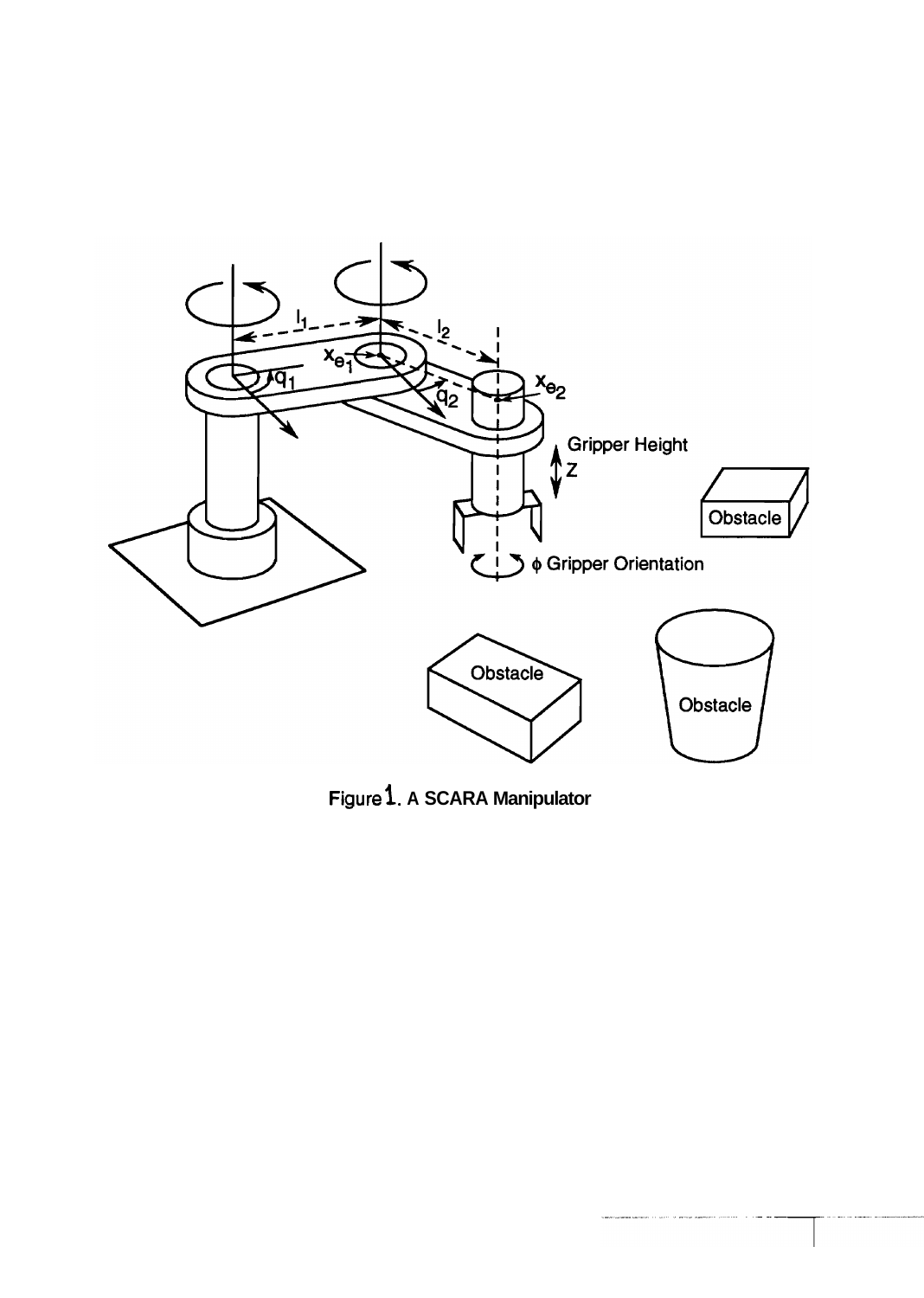Figure 1. A SCARA Manipulator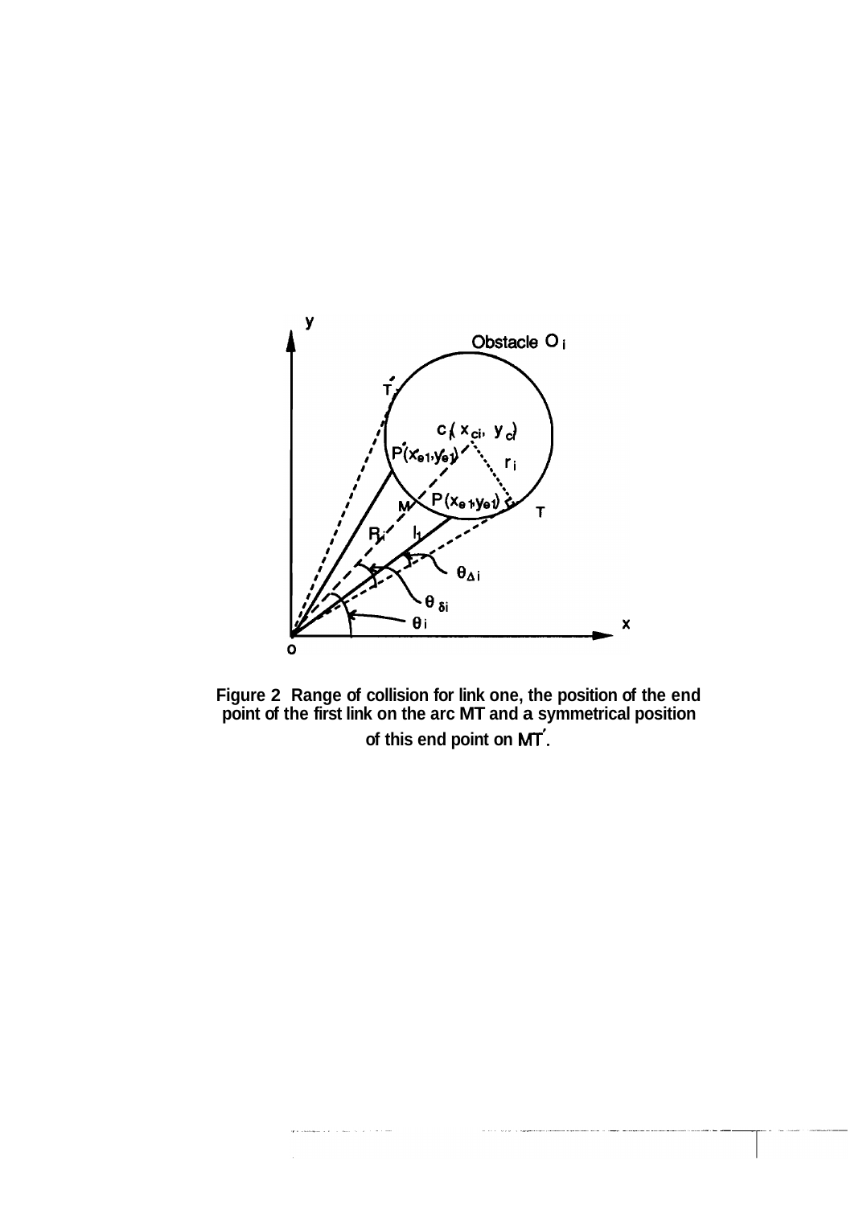Figure 2 Range of collision for link one, the position of the end point of the first link on the arc MT and a symmetrical position of this end point on MT′.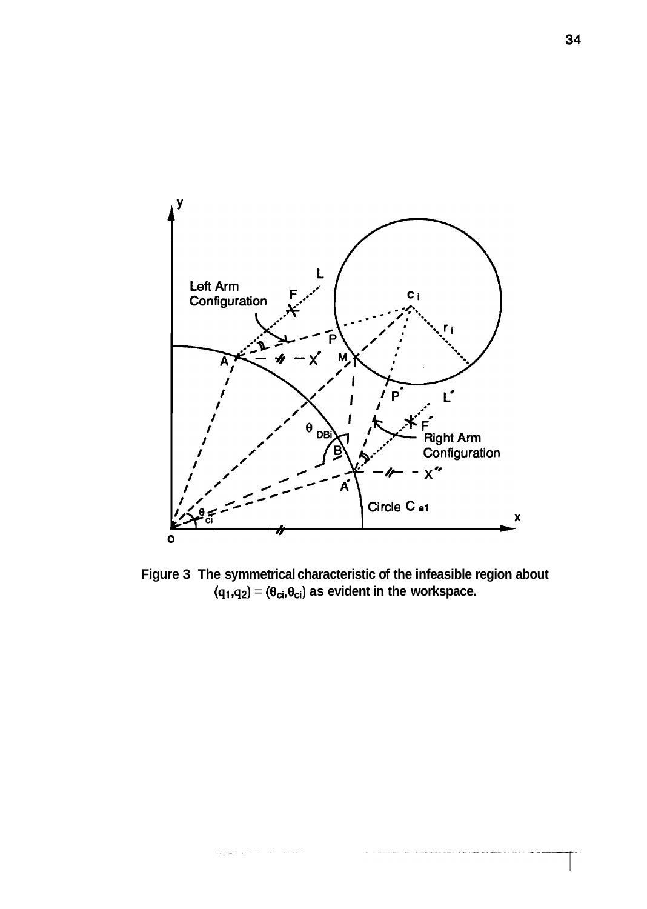**Figure 3 The symmetrical characteristic of the infeasible region about $(q_1,q_2) = (\theta_{ci},\theta_{ci})$ as evident in the workspace.**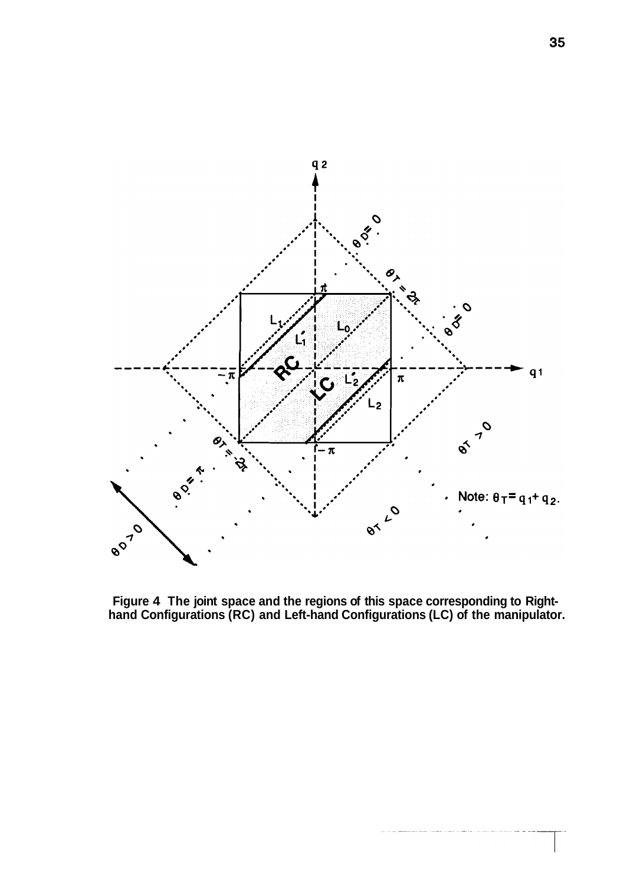**Figure 4 The joint space and the regions of this space corresponding to Right-hand Configurations (RC) and Left-hand Configurations (LC) of the manipulator.**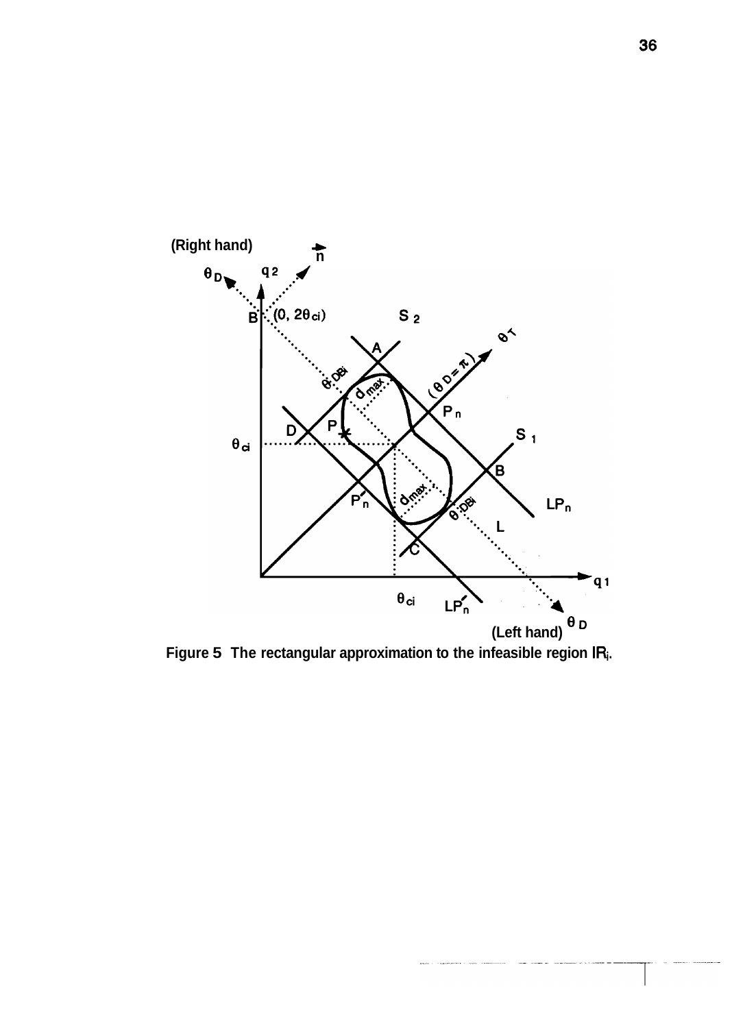**Figure 5** The rectangular approximation to the infeasible region $IR_i$.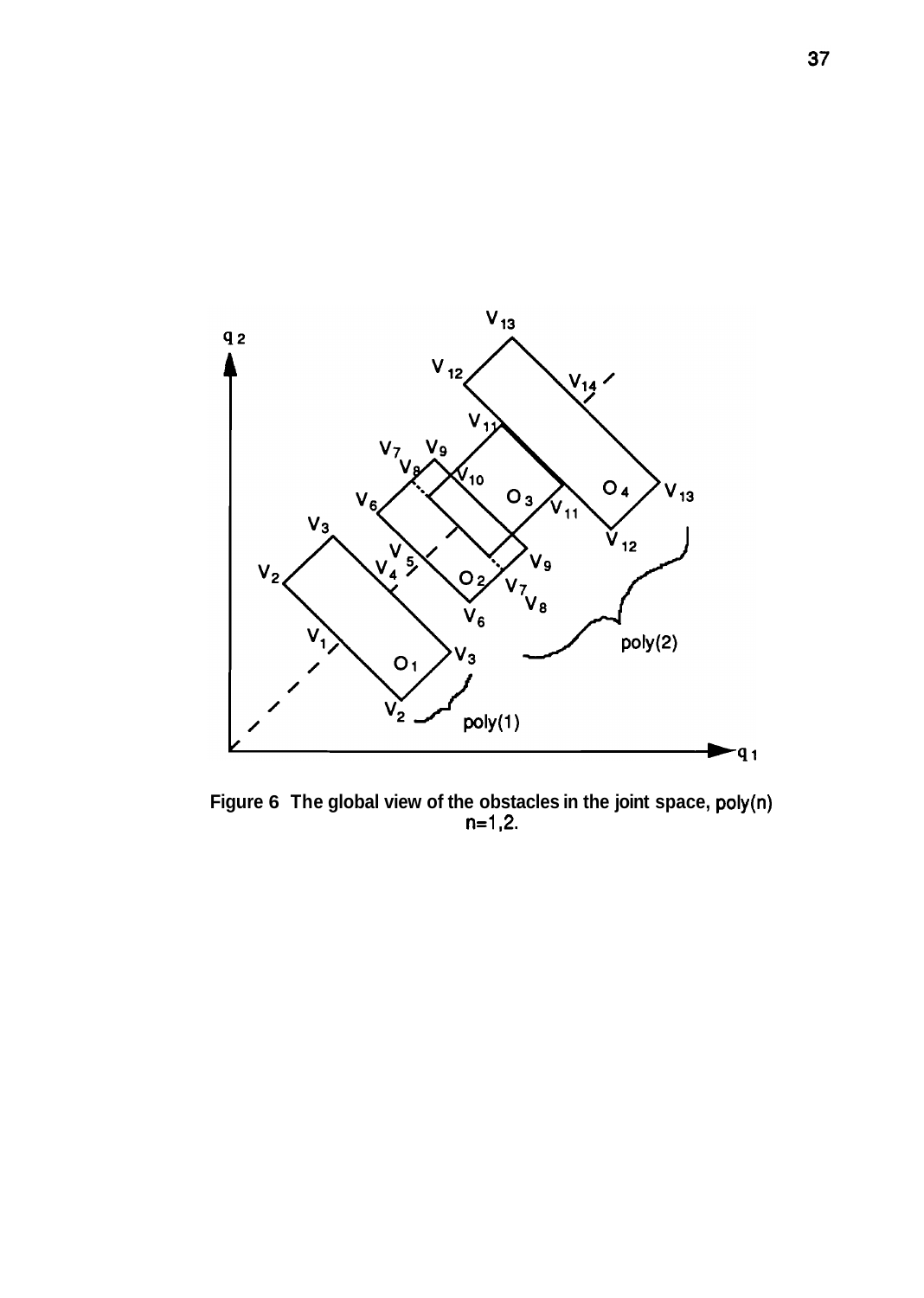Figure 6 The global view of the obstacles in the joint space, poly(n) n=1,2.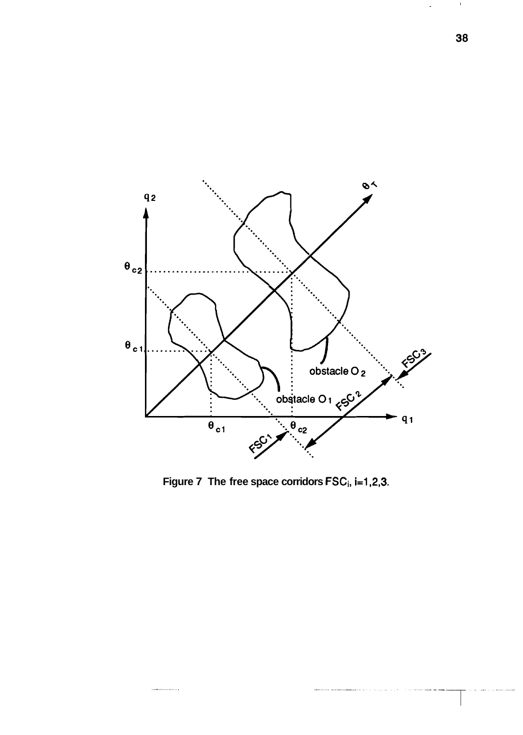Figure 7 The free space corridors $FSC_i$, $i=1,2,3$.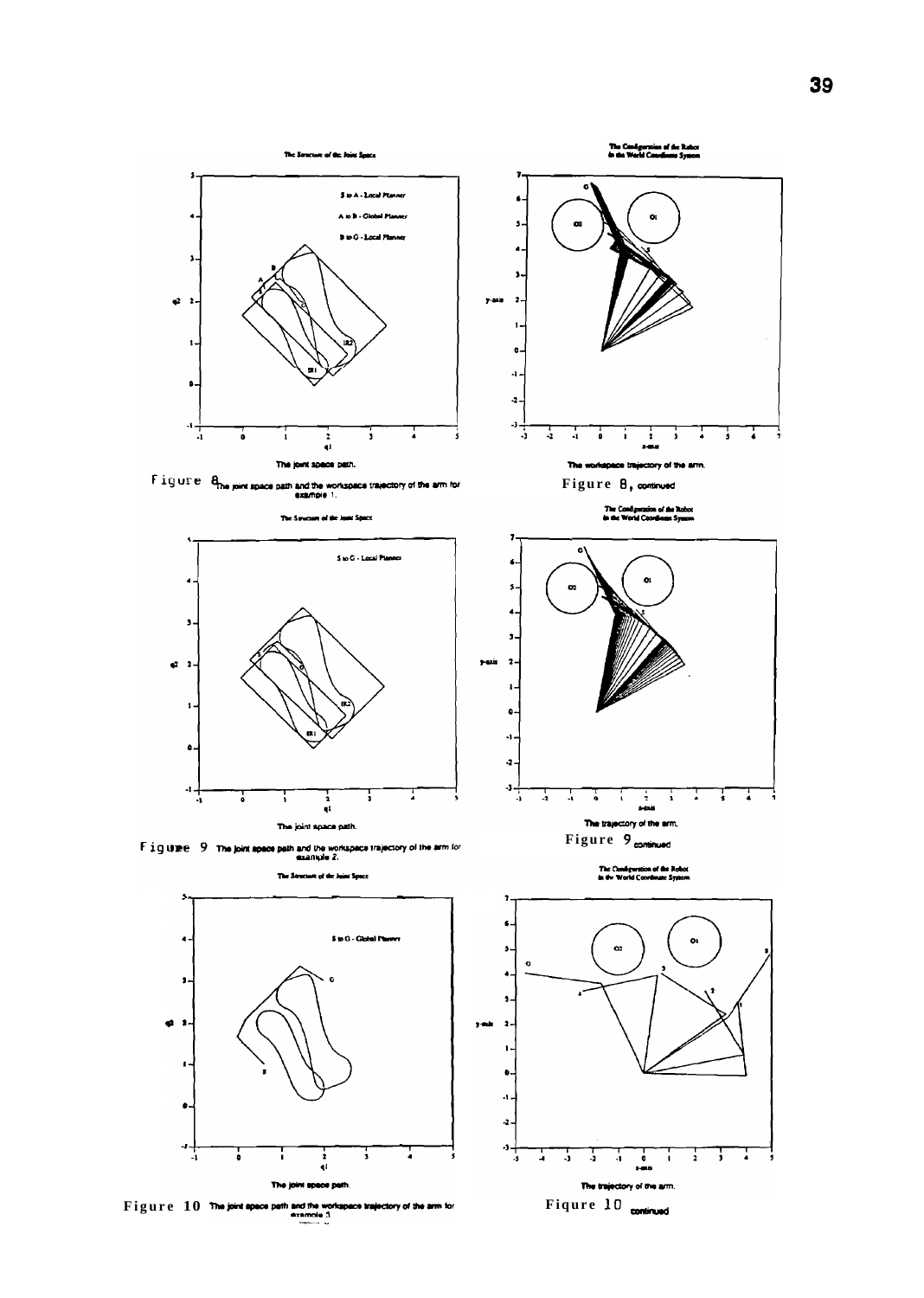The Structure of the Joint Space

S to A - Local Planner

A to B - Global Planner

B to G - Local Planner

q2

q1

The joint space path.

Figure 8 The joint space path and the workspace trajectory of the arm for example 1.

The Configuration of the Robot in the World Coordinate System

y-axis

x-axis

The workspace trajectory of the arm.

Figure 8, continued

The Structure of the Joint Space

S to G - Local Planner

q2

q1

The joint space path.

Figure 9 The joint space path and the workspace trajectory of the arm for example 2.

The Configuration of the Robot in the World Coordinate System

y-axis

x-axis

The trajectory of the arm.

Figure 9 continued

The Structure of the Joint Space

S to G - Global Planner

q2

q1

The joint space path.

Figure 10 The joint space path and the workspace trajectory of the arm for example 3.

The Configuration of the Robot in the World Coordinate System

y-axis

x-axis

The trajectory of the arm.

Figure 10 continued